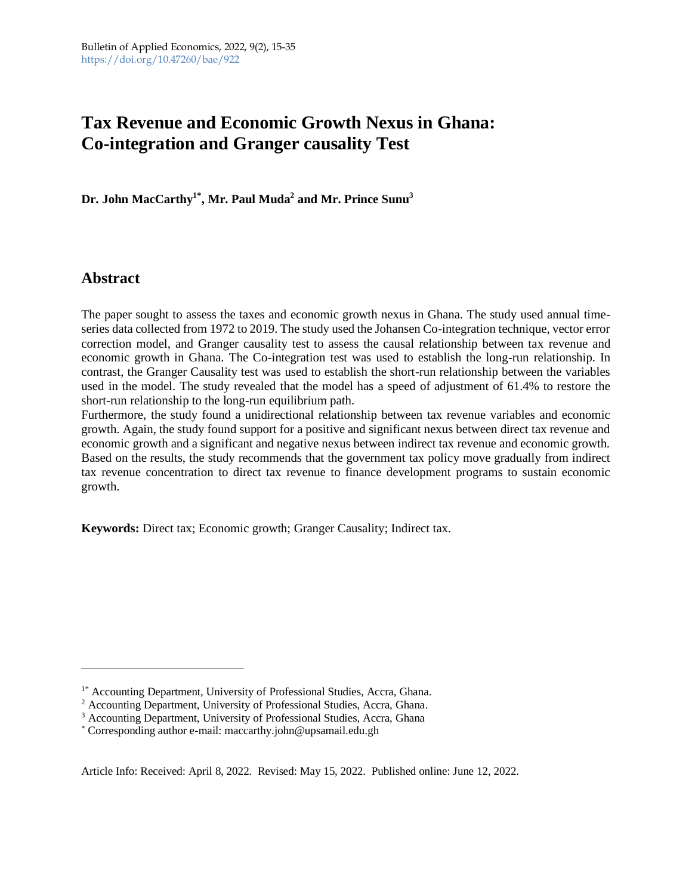Bulletin of Applied Economics, 2022, 9(2), 15-35
https://doi.org/10.47260/bae/922

# Tax Revenue and Economic Growth Nexus in Ghana: Co-integration and Granger causality Test

**Dr. John MacCarthy[1*], Mr. Paul Muda[2] and Mr. Prince Sunu[3]**

## Abstract

The paper sought to assess the taxes and economic growth nexus in Ghana. The study used annual time-series data collected from 1972 to 2019. The study used the Johansen Co-integration technique, vector error correction model, and Granger causality test to assess the causal relationship between tax revenue and economic growth in Ghana. The Co-integration test was used to establish the long-run relationship. In contrast, the Granger Causality test was used to establish the short-run relationship between the variables used in the model. The study revealed that the model has a speed of adjustment of 61.4% to restore the short-run relationship to the long-run equilibrium path.

Furthermore, the study found a unidirectional relationship between tax revenue variables and economic growth. Again, the study found support for a positive and significant nexus between direct tax revenue and economic growth and a significant and negative nexus between indirect tax revenue and economic growth. Based on the results, the study recommends that the government tax policy move gradually from indirect tax revenue concentration to direct tax revenue to finance development programs to sustain economic growth.

**Keywords:** Direct tax; Economic growth; Granger Causality; Indirect tax.

---

[1*] Accounting Department, University of Professional Studies, Accra, Ghana.
[2] Accounting Department, University of Professional Studies, Accra, Ghana.
[3] Accounting Department, University of Professional Studies, Accra, Ghana
[*] Corresponding author e-mail: maccarthy.john@upsamail.edu.gh

Article Info: Received: April 8, 2022. Revised: May 15, 2022. Published online: June 12, 2022.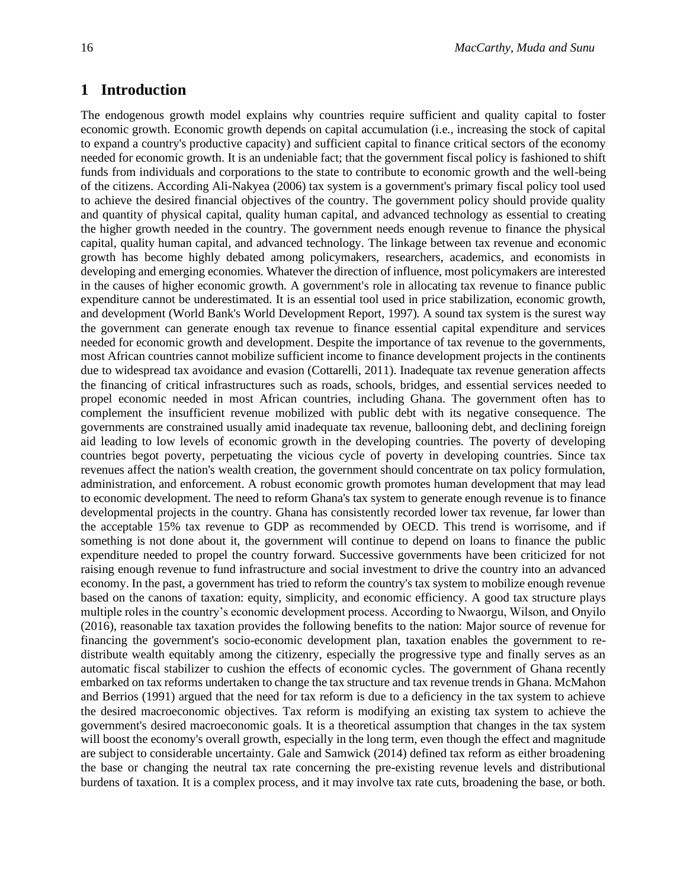## 1 Introduction

The endogenous growth model explains why countries require sufficient and quality capital to foster economic growth. Economic growth depends on capital accumulation (i.e., increasing the stock of capital to expand a country's productive capacity) and sufficient capital to finance critical sectors of the economy needed for economic growth. It is an undeniable fact; that the government fiscal policy is fashioned to shift funds from individuals and corporations to the state to contribute to economic growth and the well-being of the citizens. According Ali-Nakyea (2006) tax system is a government's primary fiscal policy tool used to achieve the desired financial objectives of the country. The government policy should provide quality and quantity of physical capital, quality human capital, and advanced technology as essential to creating the higher growth needed in the country. The government needs enough revenue to finance the physical capital, quality human capital, and advanced technology. The linkage between tax revenue and economic growth has become highly debated among policymakers, researchers, academics, and economists in developing and emerging economies. Whatever the direction of influence, most policymakers are interested in the causes of higher economic growth. A government's role in allocating tax revenue to finance public expenditure cannot be underestimated. It is an essential tool used in price stabilization, economic growth, and development (World Bank's World Development Report, 1997). A sound tax system is the surest way the government can generate enough tax revenue to finance essential capital expenditure and services needed for economic growth and development. Despite the importance of tax revenue to the governments, most African countries cannot mobilize sufficient income to finance development projects in the continents due to widespread tax avoidance and evasion (Cottarelli, 2011). Inadequate tax revenue generation affects the financing of critical infrastructures such as roads, schools, bridges, and essential services needed to propel economic needed in most African countries, including Ghana. The government often has to complement the insufficient revenue mobilized with public debt with its negative consequence. The governments are constrained usually amid inadequate tax revenue, ballooning debt, and declining foreign aid leading to low levels of economic growth in the developing countries. The poverty of developing countries begot poverty, perpetuating the vicious cycle of poverty in developing countries. Since tax revenues affect the nation's wealth creation, the government should concentrate on tax policy formulation, administration, and enforcement. A robust economic growth promotes human development that may lead to economic development. The need to reform Ghana's tax system to generate enough revenue is to finance developmental projects in the country. Ghana has consistently recorded lower tax revenue, far lower than the acceptable 15% tax revenue to GDP as recommended by OECD. This trend is worrisome, and if something is not done about it, the government will continue to depend on loans to finance the public expenditure needed to propel the country forward. Successive governments have been criticized for not raising enough revenue to fund infrastructure and social investment to drive the country into an advanced economy. In the past, a government has tried to reform the country's tax system to mobilize enough revenue based on the canons of taxation: equity, simplicity, and economic efficiency. A good tax structure plays multiple roles in the country's economic development process. According to Nwaorgu, Wilson, and Onyilo (2016), reasonable tax taxation provides the following benefits to the nation: Major source of revenue for financing the government's socio-economic development plan, taxation enables the government to re-distribute wealth equitably among the citizenry, especially the progressive type and finally serves as an automatic fiscal stabilizer to cushion the effects of economic cycles. The government of Ghana recently embarked on tax reforms undertaken to change the tax structure and tax revenue trends in Ghana. McMahon and Berrios (1991) argued that the need for tax reform is due to a deficiency in the tax system to achieve the desired macroeconomic objectives. Tax reform is modifying an existing tax system to achieve the government's desired macroeconomic goals. It is a theoretical assumption that changes in the tax system will boost the economy's overall growth, especially in the long term, even though the effect and magnitude are subject to considerable uncertainty. Gale and Samwick (2014) defined tax reform as either broadening the base or changing the neutral tax rate concerning the pre-existing revenue levels and distributional burdens of taxation. It is a complex process, and it may involve tax rate cuts, broadening the base, or both.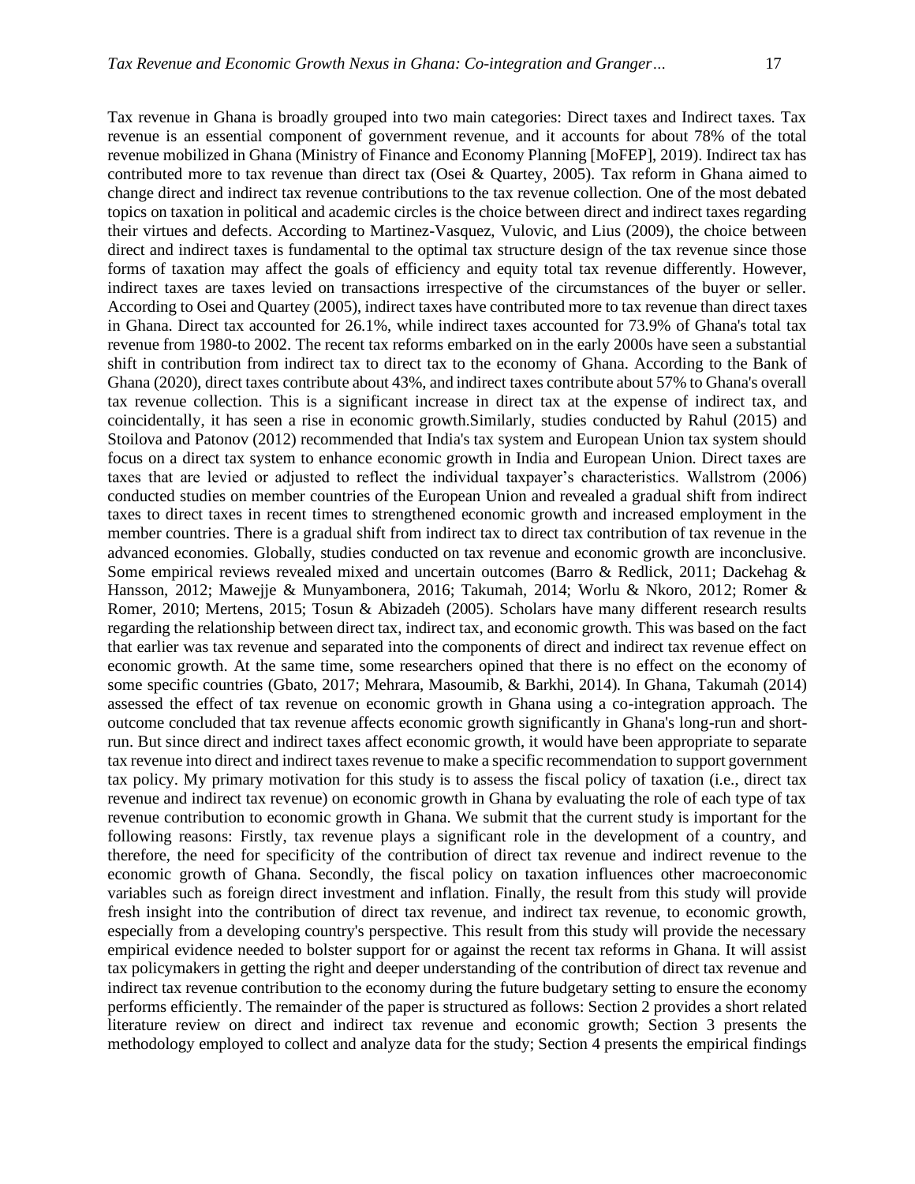Tax revenue in Ghana is broadly grouped into two main categories: Direct taxes and Indirect taxes. Tax revenue is an essential component of government revenue, and it accounts for about 78% of the total revenue mobilized in Ghana (Ministry of Finance and Economy Planning [MoFEP], 2019). Indirect tax has contributed more to tax revenue than direct tax (Osei & Quartey, 2005). Tax reform in Ghana aimed to change direct and indirect tax revenue contributions to the tax revenue collection. One of the most debated topics on taxation in political and academic circles is the choice between direct and indirect taxes regarding their virtues and defects. According to Martinez-Vasquez, Vulovic, and Lius (2009), the choice between direct and indirect taxes is fundamental to the optimal tax structure design of the tax revenue since those forms of taxation may affect the goals of efficiency and equity total tax revenue differently. However, indirect taxes are taxes levied on transactions irrespective of the circumstances of the buyer or seller. According to Osei and Quartey (2005), indirect taxes have contributed more to tax revenue than direct taxes in Ghana. Direct tax accounted for 26.1%, while indirect taxes accounted for 73.9% of Ghana's total tax revenue from 1980-to 2002. The recent tax reforms embarked on in the early 2000s have seen a substantial shift in contribution from indirect tax to direct tax to the economy of Ghana. According to the Bank of Ghana (2020), direct taxes contribute about 43%, and indirect taxes contribute about 57% to Ghana's overall tax revenue collection. This is a significant increase in direct tax at the expense of indirect tax, and coincidentally, it has seen a rise in economic growth.Similarly, studies conducted by Rahul (2015) and Stoilova and Patonov (2012) recommended that India's tax system and European Union tax system should focus on a direct tax system to enhance economic growth in India and European Union. Direct taxes are taxes that are levied or adjusted to reflect the individual taxpayer's characteristics. Wallstrom (2006) conducted studies on member countries of the European Union and revealed a gradual shift from indirect taxes to direct taxes in recent times to strengthened economic growth and increased employment in the member countries. There is a gradual shift from indirect tax to direct tax contribution of tax revenue in the advanced economies. Globally, studies conducted on tax revenue and economic growth are inconclusive. Some empirical reviews revealed mixed and uncertain outcomes (Barro & Redlick, 2011; Dackehag & Hansson, 2012; Mawejje & Munyambonera, 2016; Takumah, 2014; Worlu & Nkoro, 2012; Romer & Romer, 2010; Mertens, 2015; Tosun & Abizadeh (2005). Scholars have many different research results regarding the relationship between direct tax, indirect tax, and economic growth. This was based on the fact that earlier was tax revenue and separated into the components of direct and indirect tax revenue effect on economic growth. At the same time, some researchers opined that there is no effect on the economy of some specific countries (Gbato, 2017; Mehrara, Masoumib, & Barkhi, 2014). In Ghana, Takumah (2014) assessed the effect of tax revenue on economic growth in Ghana using a co-integration approach. The outcome concluded that tax revenue affects economic growth significantly in Ghana's long-run and short-run. But since direct and indirect taxes affect economic growth, it would have been appropriate to separate tax revenue into direct and indirect taxes revenue to make a specific recommendation to support government tax policy. My primary motivation for this study is to assess the fiscal policy of taxation (i.e., direct tax revenue and indirect tax revenue) on economic growth in Ghana by evaluating the role of each type of tax revenue contribution to economic growth in Ghana. We submit that the current study is important for the following reasons: Firstly, tax revenue plays a significant role in the development of a country, and therefore, the need for specificity of the contribution of direct tax revenue and indirect revenue to the economic growth of Ghana. Secondly, the fiscal policy on taxation influences other macroeconomic variables such as foreign direct investment and inflation. Finally, the result from this study will provide fresh insight into the contribution of direct tax revenue, and indirect tax revenue, to economic growth, especially from a developing country's perspective. This result from this study will provide the necessary empirical evidence needed to bolster support for or against the recent tax reforms in Ghana. It will assist tax policymakers in getting the right and deeper understanding of the contribution of direct tax revenue and indirect tax revenue contribution to the economy during the future budgetary setting to ensure the economy performs efficiently. The remainder of the paper is structured as follows: Section 2 provides a short related literature review on direct and indirect tax revenue and economic growth; Section 3 presents the methodology employed to collect and analyze data for the study; Section 4 presents the empirical findings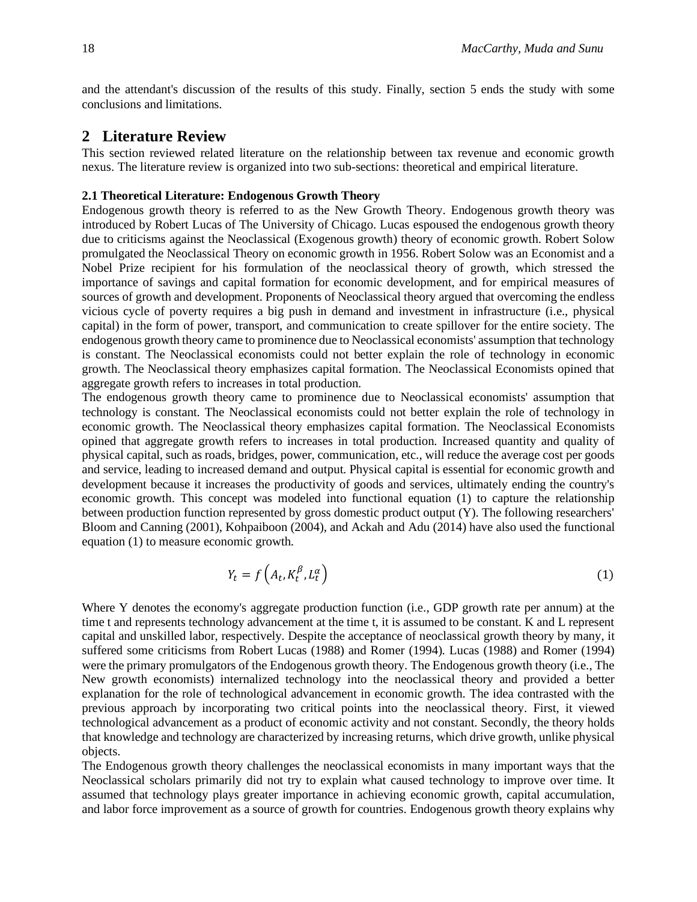and the attendant's discussion of the results of this study. Finally, section 5 ends the study with some conclusions and limitations.

## 2 Literature Review

This section reviewed related literature on the relationship between tax revenue and economic growth nexus. The literature review is organized into two sub-sections: theoretical and empirical literature.

### 2.1 Theoretical Literature: Endogenous Growth Theory

Endogenous growth theory is referred to as the New Growth Theory. Endogenous growth theory was introduced by Robert Lucas of The University of Chicago. Lucas espoused the endogenous growth theory due to criticisms against the Neoclassical (Exogenous growth) theory of economic growth. Robert Solow promulgated the Neoclassical Theory on economic growth in 1956. Robert Solow was an Economist and a Nobel Prize recipient for his formulation of the neoclassical theory of growth, which stressed the importance of savings and capital formation for economic development, and for empirical measures of sources of growth and development. Proponents of Neoclassical theory argued that overcoming the endless vicious cycle of poverty requires a big push in demand and investment in infrastructure (i.e., physical capital) in the form of power, transport, and communication to create spillover for the entire society. The endogenous growth theory came to prominence due to Neoclassical economists' assumption that technology is constant. The Neoclassical economists could not better explain the role of technology in economic growth. The Neoclassical theory emphasizes capital formation. The Neoclassical Economists opined that aggregate growth refers to increases in total production.

The endogenous growth theory came to prominence due to Neoclassical economists' assumption that technology is constant. The Neoclassical economists could not better explain the role of technology in economic growth. The Neoclassical theory emphasizes capital formation. The Neoclassical Economists opined that aggregate growth refers to increases in total production. Increased quantity and quality of physical capital, such as roads, bridges, power, communication, etc., will reduce the average cost per goods and service, leading to increased demand and output. Physical capital is essential for economic growth and development because it increases the productivity of goods and services, ultimately ending the country's economic growth. This concept was modeled into functional equation (1) to capture the relationship between production function represented by gross domestic product output (Y). The following researchers' Bloom and Canning (2001), Kohpaiboon (2004), and Ackah and Adu (2014) have also used the functional equation (1) to measure economic growth.

$$Y_t = f\left(A_t, K_t^{\beta}, L_t^{\alpha}\right) \tag{1}$$

Where Y denotes the economy's aggregate production function (i.e., GDP growth rate per annum) at the time t and represents technology advancement at the time t, it is assumed to be constant. K and L represent capital and unskilled labor, respectively. Despite the acceptance of neoclassical growth theory by many, it suffered some criticisms from Robert Lucas (1988) and Romer (1994). Lucas (1988) and Romer (1994) were the primary promulgators of the Endogenous growth theory. The Endogenous growth theory (i.e., The New growth economists) internalized technology into the neoclassical theory and provided a better explanation for the role of technological advancement in economic growth. The idea contrasted with the previous approach by incorporating two critical points into the neoclassical theory. First, it viewed technological advancement as a product of economic activity and not constant. Secondly, the theory holds that knowledge and technology are characterized by increasing returns, which drive growth, unlike physical objects.

The Endogenous growth theory challenges the neoclassical economists in many important ways that the Neoclassical scholars primarily did not try to explain what caused technology to improve over time. It assumed that technology plays greater importance in achieving economic growth, capital accumulation, and labor force improvement as a source of growth for countries. Endogenous growth theory explains why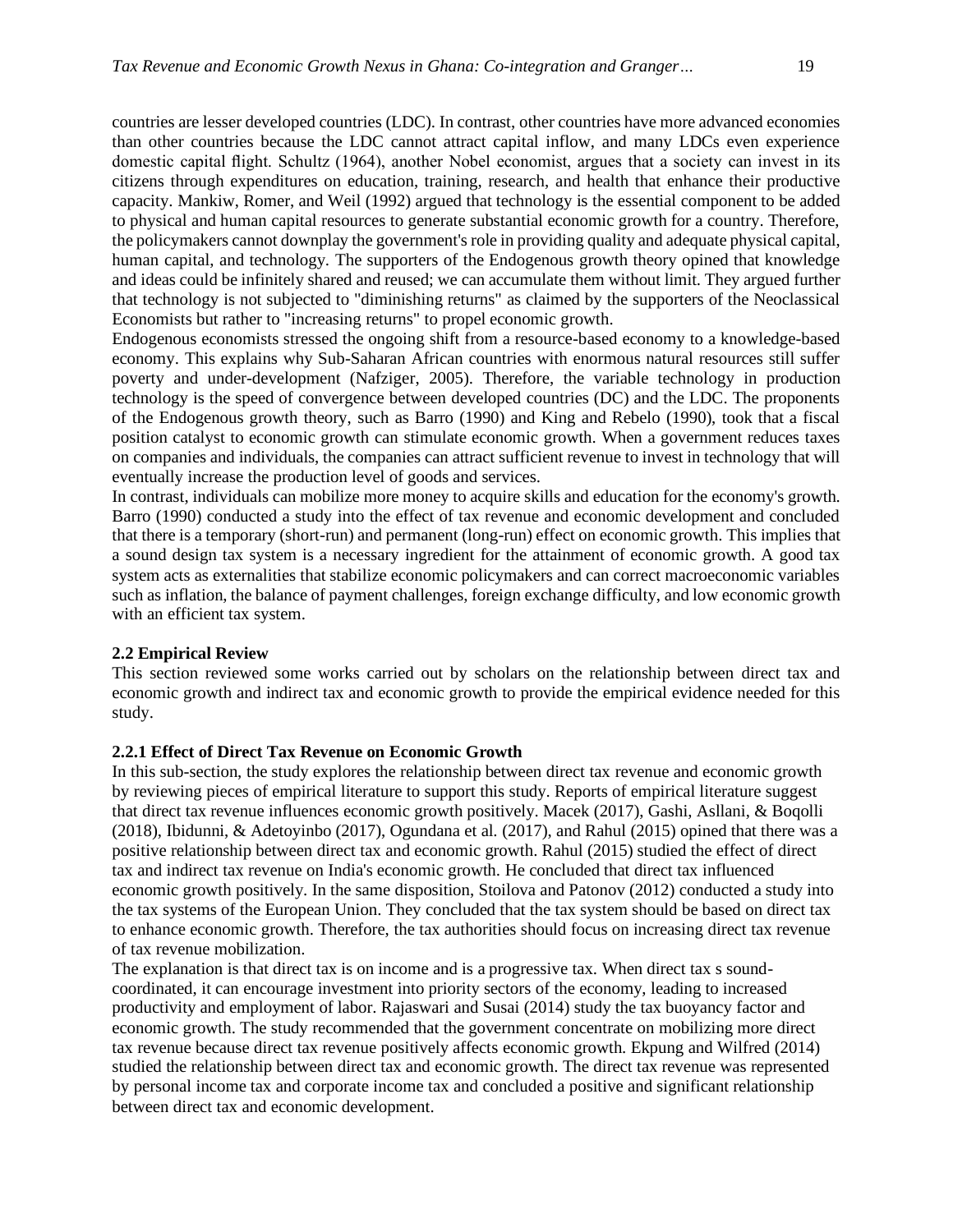countries are lesser developed countries (LDC). In contrast, other countries have more advanced economies than other countries because the LDC cannot attract capital inflow, and many LDCs even experience domestic capital flight. Schultz (1964), another Nobel economist, argues that a society can invest in its citizens through expenditures on education, training, research, and health that enhance their productive capacity. Mankiw, Romer, and Weil (1992) argued that technology is the essential component to be added to physical and human capital resources to generate substantial economic growth for a country. Therefore, the policymakers cannot downplay the government's role in providing quality and adequate physical capital, human capital, and technology. The supporters of the Endogenous growth theory opined that knowledge and ideas could be infinitely shared and reused; we can accumulate them without limit. They argued further that technology is not subjected to "diminishing returns" as claimed by the supporters of the Neoclassical Economists but rather to "increasing returns" to propel economic growth.

Endogenous economists stressed the ongoing shift from a resource-based economy to a knowledge-based economy. This explains why Sub-Saharan African countries with enormous natural resources still suffer poverty and under-development (Nafziger, 2005). Therefore, the variable technology in production technology is the speed of convergence between developed countries (DC) and the LDC. The proponents of the Endogenous growth theory, such as Barro (1990) and King and Rebelo (1990), took that a fiscal position catalyst to economic growth can stimulate economic growth. When a government reduces taxes on companies and individuals, the companies can attract sufficient revenue to invest in technology that will eventually increase the production level of goods and services.

In contrast, individuals can mobilize more money to acquire skills and education for the economy's growth. Barro (1990) conducted a study into the effect of tax revenue and economic development and concluded that there is a temporary (short-run) and permanent (long-run) effect on economic growth. This implies that a sound design tax system is a necessary ingredient for the attainment of economic growth. A good tax system acts as externalities that stabilize economic policymakers and can correct macroeconomic variables such as inflation, the balance of payment challenges, foreign exchange difficulty, and low economic growth with an efficient tax system.

### 2.2 Empirical Review

This section reviewed some works carried out by scholars on the relationship between direct tax and economic growth and indirect tax and economic growth to provide the empirical evidence needed for this study.

#### 2.2.1 Effect of Direct Tax Revenue on Economic Growth

In this sub-section, the study explores the relationship between direct tax revenue and economic growth by reviewing pieces of empirical literature to support this study. Reports of empirical literature suggest that direct tax revenue influences economic growth positively. Macek (2017), Gashi, Asllani, & Boqolli (2018), Ibidunni, & Adetoyinbo (2017), Ogundana et al. (2017), and Rahul (2015) opined that there was a positive relationship between direct tax and economic growth. Rahul (2015) studied the effect of direct tax and indirect tax revenue on India's economic growth. He concluded that direct tax influenced economic growth positively. In the same disposition, Stoilova and Patonov (2012) conducted a study into the tax systems of the European Union. They concluded that the tax system should be based on direct tax to enhance economic growth. Therefore, the tax authorities should focus on increasing direct tax revenue of tax revenue mobilization.

The explanation is that direct tax is on income and is a progressive tax. When direct tax s sound-coordinated, it can encourage investment into priority sectors of the economy, leading to increased productivity and employment of labor. Rajaswari and Susai (2014) study the tax buoyancy factor and economic growth. The study recommended that the government concentrate on mobilizing more direct tax revenue because direct tax revenue positively affects economic growth. Ekpung and Wilfred (2014) studied the relationship between direct tax and economic growth. The direct tax revenue was represented by personal income tax and corporate income tax and concluded a positive and significant relationship between direct tax and economic development.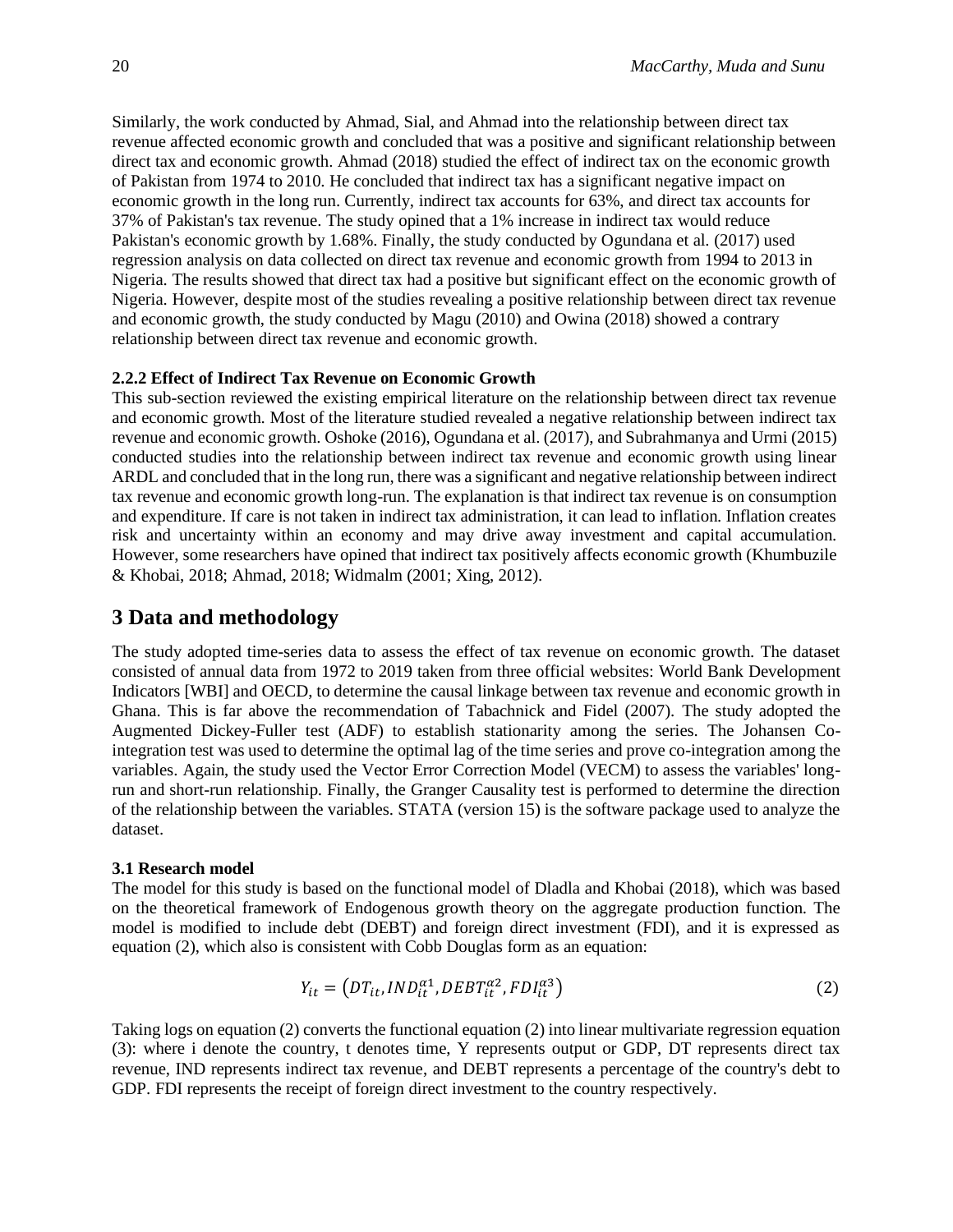Similarly, the work conducted by Ahmad, Sial, and Ahmad into the relationship between direct tax revenue affected economic growth and concluded that was a positive and significant relationship between direct tax and economic growth. Ahmad (2018) studied the effect of indirect tax on the economic growth of Pakistan from 1974 to 2010. He concluded that indirect tax has a significant negative impact on economic growth in the long run. Currently, indirect tax accounts for 63%, and direct tax accounts for 37% of Pakistan's tax revenue. The study opined that a 1% increase in indirect tax would reduce Pakistan's economic growth by 1.68%. Finally, the study conducted by Ogundana et al. (2017) used regression analysis on data collected on direct tax revenue and economic growth from 1994 to 2013 in Nigeria. The results showed that direct tax had a positive but significant effect on the economic growth of Nigeria. However, despite most of the studies revealing a positive relationship between direct tax revenue and economic growth, the study conducted by Magu (2010) and Owina (2018) showed a contrary relationship between direct tax revenue and economic growth.

### 2.2.2 Effect of Indirect Tax Revenue on Economic Growth

This sub-section reviewed the existing empirical literature on the relationship between direct tax revenue and economic growth. Most of the literature studied revealed a negative relationship between indirect tax revenue and economic growth. Oshoke (2016), Ogundana et al. (2017), and Subrahmanya and Urmi (2015) conducted studies into the relationship between indirect tax revenue and economic growth using linear ARDL and concluded that in the long run, there was a significant and negative relationship between indirect tax revenue and economic growth long-run. The explanation is that indirect tax revenue is on consumption and expenditure. If care is not taken in indirect tax administration, it can lead to inflation. Inflation creates risk and uncertainty within an economy and may drive away investment and capital accumulation. However, some researchers have opined that indirect tax positively affects economic growth (Khumbuzile & Khobai, 2018; Ahmad, 2018; Widmalm (2001; Xing, 2012).

# 3 Data and methodology

The study adopted time-series data to assess the effect of tax revenue on economic growth. The dataset consisted of annual data from 1972 to 2019 taken from three official websites: World Bank Development Indicators [WBI] and OECD, to determine the causal linkage between tax revenue and economic growth in Ghana. This is far above the recommendation of Tabachnick and Fidel (2007). The study adopted the Augmented Dickey-Fuller test (ADF) to establish stationarity among the series. The Johansen Co-integration test was used to determine the optimal lag of the time series and prove co-integration among the variables. Again, the study used the Vector Error Correction Model (VECM) to assess the variables' long-run and short-run relationship. Finally, the Granger Causality test is performed to determine the direction of the relationship between the variables. STATA (version 15) is the software package used to analyze the dataset.

### 3.1 Research model

The model for this study is based on the functional model of Dladla and Khobai (2018), which was based on the theoretical framework of Endogenous growth theory on the aggregate production function. The model is modified to include debt (DEBT) and foreign direct investment (FDI), and it is expressed as equation (2), which also is consistent with Cobb Douglas form as an equation:

$$Y_{it} = \left(DT_{it}, IND_{it}^{\alpha 1}, DEBT_{it}^{\alpha 2}, FDI_{it}^{\alpha 3}\right) \tag{2}$$

Taking logs on equation (2) converts the functional equation (2) into linear multivariate regression equation (3): where i denote the country, t denotes time, Y represents output or GDP, DT represents direct tax revenue, IND represents indirect tax revenue, and DEBT represents a percentage of the country's debt to GDP. FDI represents the receipt of foreign direct investment to the country respectively.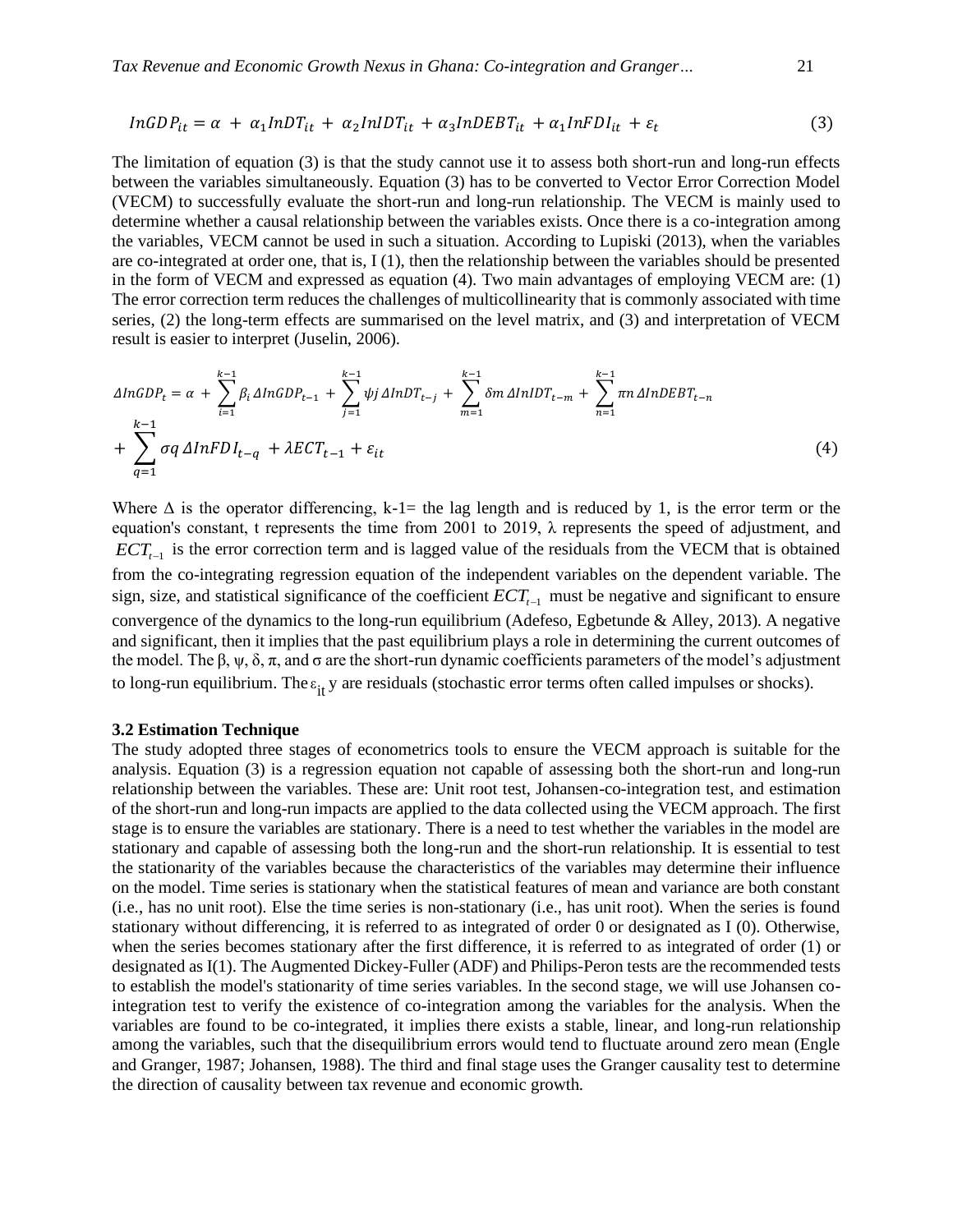$$InGDP_{it} = \alpha + \alpha_1 InDT_{it} + \alpha_2 InIDT_{it} + \alpha_3 InDEBT_{it} + \alpha_1 InFDI_{it} + \varepsilon_t \tag{3}$$

The limitation of equation (3) is that the study cannot use it to assess both short-run and long-run effects between the variables simultaneously. Equation (3) has to be converted to Vector Error Correction Model (VECM) to successfully evaluate the short-run and long-run relationship. The VECM is mainly used to determine whether a causal relationship between the variables exists. Once there is a co-integration among the variables, VECM cannot be used in such a situation. According to Lupiski (2013), when the variables are co-integrated at order one, that is, I (1), then the relationship between the variables should be presented in the form of VECM and expressed as equation (4). Two main advantages of employing VECM are: (1) The error correction term reduces the challenges of multicollinearity that is commonly associated with time series, (2) the long-term effects are summarised on the level matrix, and (3) and interpretation of VECM result is easier to interpret (Juselin, 2006).

$$\Delta InGDP_t = \alpha + \sum_{i=1}^{k-1} \beta_i \Delta InGDP_{t-1} + \sum_{j=1}^{k-1} \psi j \, \Delta InDT_{t-j} + \sum_{m=1}^{k-1} \delta m \, \Delta InIDT_{t-m} + \sum_{n=1}^{k-1} \pi n \, \Delta InDEBT_{t-n} + \sum_{q=1}^{k-1} \sigma q \, \Delta InFDI_{t-q} + \lambda ECT_{t-1} + \varepsilon_{it} \tag{4}$$

Where $\Delta$ is the operator differencing, k-1= the lag length and is reduced by 1, is the error term or the equation's constant, t represents the time from 2001 to 2019, $\lambda$ represents the speed of adjustment, and $ECT_{t-1}$ is the error correction term and is lagged value of the residuals from the VECM that is obtained from the co-integrating regression equation of the independent variables on the dependent variable. The sign, size, and statistical significance of the coefficient $ECT_{t-1}$ must be negative and significant to ensure convergence of the dynamics to the long-run equilibrium (Adefeso, Egbetunde & Alley, 2013). A negative and significant, then it implies that the past equilibrium plays a role in determining the current outcomes of the model. The $\beta$, $\psi$, $\delta$, $\pi$, and $\sigma$ are the short-run dynamic coefficients parameters of the model's adjustment to long-run equilibrium. The $\varepsilon_{it}$ y are residuals (stochastic error terms often called impulses or shocks).

### 3.2 Estimation Technique

The study adopted three stages of econometrics tools to ensure the VECM approach is suitable for the analysis. Equation (3) is a regression equation not capable of assessing both the short-run and long-run relationship between the variables. These are: Unit root test, Johansen-co-integration test, and estimation of the short-run and long-run impacts are applied to the data collected using the VECM approach. The first stage is to ensure the variables are stationary. There is a need to test whether the variables in the model are stationary and capable of assessing both the long-run and the short-run relationship. It is essential to test the stationarity of the variables because the characteristics of the variables may determine their influence on the model. Time series is stationary when the statistical features of mean and variance are both constant (i.e., has no unit root). Else the time series is non-stationary (i.e., has unit root). When the series is found stationary without differencing, it is referred to as integrated of order 0 or designated as I (0). Otherwise, when the series becomes stationary after the first difference, it is referred to as integrated of order (1) or designated as I(1). The Augmented Dickey-Fuller (ADF) and Philips-Peron tests are the recommended tests to establish the model's stationarity of time series variables. In the second stage, we will use Johansen co-integration test to verify the existence of co-integration among the variables for the analysis. When the variables are found to be co-integrated, it implies there exists a stable, linear, and long-run relationship among the variables, such that the disequilibrium errors would tend to fluctuate around zero mean (Engle and Granger, 1987; Johansen, 1988). The third and final stage uses the Granger causality test to determine the direction of causality between tax revenue and economic growth.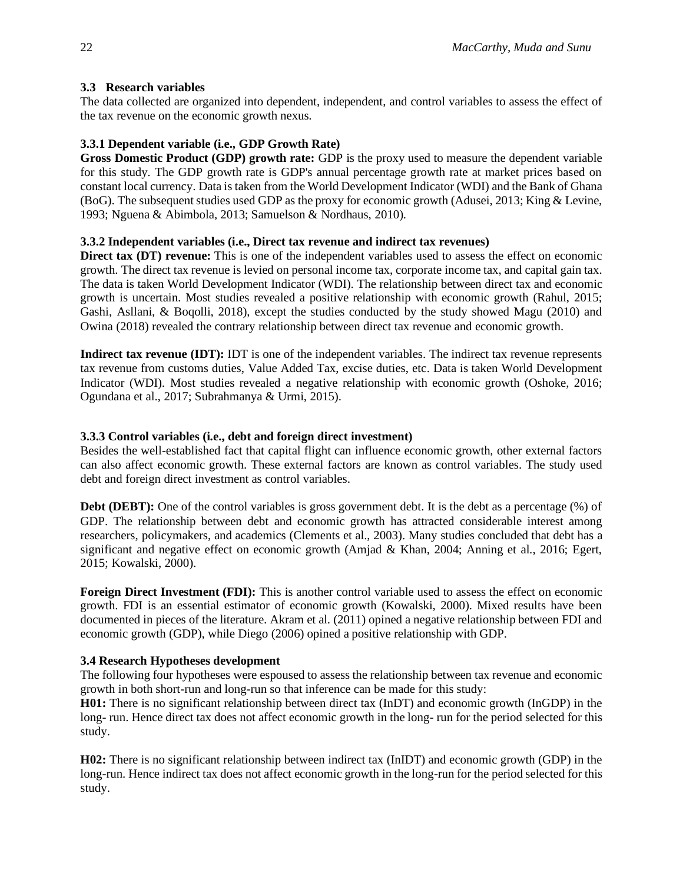### 3.3 Research variables

The data collected are organized into dependent, independent, and control variables to assess the effect of the tax revenue on the economic growth nexus.

#### 3.3.1 Dependent variable (i.e., GDP Growth Rate)

**Gross Domestic Product (GDP) growth rate:** GDP is the proxy used to measure the dependent variable for this study. The GDP growth rate is GDP's annual percentage growth rate at market prices based on constant local currency. Data is taken from the World Development Indicator (WDI) and the Bank of Ghana (BoG). The subsequent studies used GDP as the proxy for economic growth (Adusei, 2013; King & Levine, 1993; Nguena & Abimbola, 2013; Samuelson & Nordhaus, 2010).

#### 3.3.2 Independent variables (i.e., Direct tax revenue and indirect tax revenues)

**Direct tax (DT) revenue:** This is one of the independent variables used to assess the effect on economic growth. The direct tax revenue is levied on personal income tax, corporate income tax, and capital gain tax. The data is taken World Development Indicator (WDI). The relationship between direct tax and economic growth is uncertain. Most studies revealed a positive relationship with economic growth (Rahul, 2015; Gashi, Asllani, & Boqolli, 2018), except the studies conducted by the study showed Magu (2010) and Owina (2018) revealed the contrary relationship between direct tax revenue and economic growth.

**Indirect tax revenue (IDT):** IDT is one of the independent variables. The indirect tax revenue represents tax revenue from customs duties, Value Added Tax, excise duties, etc. Data is taken World Development Indicator (WDI). Most studies revealed a negative relationship with economic growth (Oshoke, 2016; Ogundana et al., 2017; Subrahmanya & Urmi, 2015).

#### 3.3.3 Control variables (i.e., debt and foreign direct investment)

Besides the well-established fact that capital flight can influence economic growth, other external factors can also affect economic growth. These external factors are known as control variables. The study used debt and foreign direct investment as control variables.

**Debt (DEBT):** One of the control variables is gross government debt. It is the debt as a percentage (%) of GDP. The relationship between debt and economic growth has attracted considerable interest among researchers, policymakers, and academics (Clements et al., 2003). Many studies concluded that debt has a significant and negative effect on economic growth (Amjad & Khan, 2004; Anning et al., 2016; Egert, 2015; Kowalski, 2000).

**Foreign Direct Investment (FDI):** This is another control variable used to assess the effect on economic growth. FDI is an essential estimator of economic growth (Kowalski, 2000). Mixed results have been documented in pieces of the literature. Akram et al. (2011) opined a negative relationship between FDI and economic growth (GDP), while Diego (2006) opined a positive relationship with GDP.

### 3.4 Research Hypotheses development

The following four hypotheses were espoused to assess the relationship between tax revenue and economic growth in both short-run and long-run so that inference can be made for this study:

**H01:** There is no significant relationship between direct tax (InDT) and economic growth (InGDP) in the long- run. Hence direct tax does not affect economic growth in the long- run for the period selected for this study.

**H02:** There is no significant relationship between indirect tax (InIDT) and economic growth (GDP) in the long-run. Hence indirect tax does not affect economic growth in the long-run for the period selected for this study.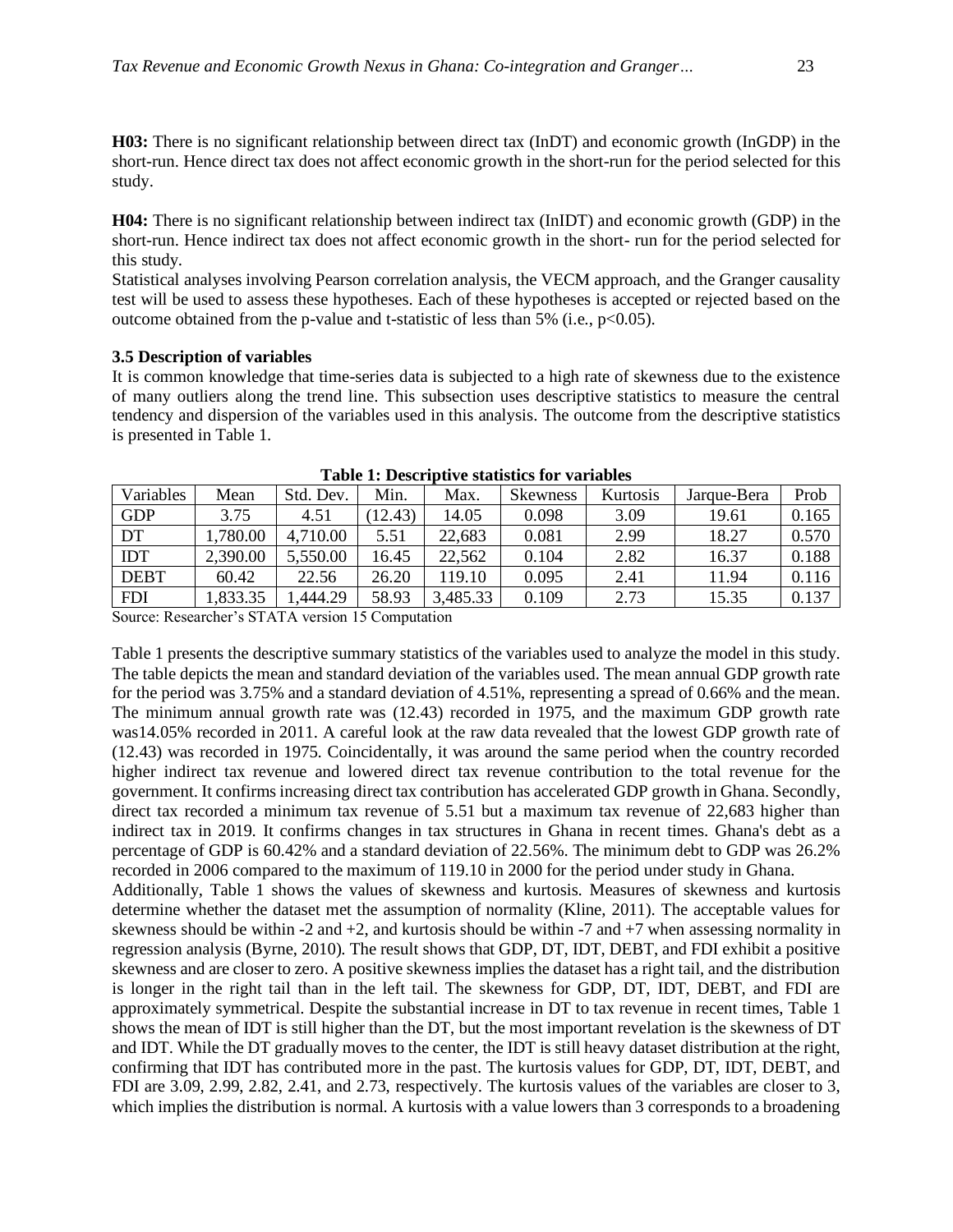**H03:** There is no significant relationship between direct tax (InDT) and economic growth (InGDP) in the short-run. Hence direct tax does not affect economic growth in the short-run for the period selected for this study.

**H04:** There is no significant relationship between indirect tax (InIDT) and economic growth (GDP) in the short-run. Hence indirect tax does not affect economic growth in the short- run for the period selected for this study.
Statistical analyses involving Pearson correlation analysis, the VECM approach, and the Granger causality test will be used to assess these hypotheses. Each of these hypotheses is accepted or rejected based on the outcome obtained from the p-value and t-statistic of less than 5% (i.e., $p<0.05$).

### 3.5 Description of variables

It is common knowledge that time-series data is subjected to a high rate of skewness due to the existence of many outliers along the trend line. This subsection uses descriptive statistics to measure the central tendency and dispersion of the variables used in this analysis. The outcome from the descriptive statistics is presented in Table 1.

**Table 1: Descriptive statistics for variables**

| Variables | Mean | Std. Dev. | Min. | Max. | Skewness | Kurtosis | Jarque-Bera | Prob |
|---|---|---|---|---|---|---|---|---|
| GDP | 3.75 | 4.51 | (12.43) | 14.05 | 0.098 | 3.09 | 19.61 | 0.165 |
| DT | 1,780.00 | 4,710.00 | 5.51 | 22,683 | 0.081 | 2.99 | 18.27 | 0.570 |
| IDT | 2,390.00 | 5,550.00 | 16.45 | 22,562 | 0.104 | 2.82 | 16.37 | 0.188 |
| DEBT | 60.42 | 22.56 | 26.20 | 119.10 | 0.095 | 2.41 | 11.94 | 0.116 |
| FDI | 1,833.35 | 1,444.29 | 58.93 | 3,485.33 | 0.109 | 2.73 | 15.35 | 0.137 |

Source: Researcher's STATA version 15 Computation

Table 1 presents the descriptive summary statistics of the variables used to analyze the model in this study. The table depicts the mean and standard deviation of the variables used. The mean annual GDP growth rate for the period was 3.75% and a standard deviation of 4.51%, representing a spread of 0.66% and the mean. The minimum annual growth rate was (12.43) recorded in 1975, and the maximum GDP growth rate was14.05% recorded in 2011. A careful look at the raw data revealed that the lowest GDP growth rate of (12.43) was recorded in 1975. Coincidentally, it was around the same period when the country recorded higher indirect tax revenue and lowered direct tax revenue contribution to the total revenue for the government. It confirms increasing direct tax contribution has accelerated GDP growth in Ghana. Secondly, direct tax recorded a minimum tax revenue of 5.51 but a maximum tax revenue of 22,683 higher than indirect tax in 2019. It confirms changes in tax structures in Ghana in recent times. Ghana's debt as a percentage of GDP is 60.42% and a standard deviation of 22.56%. The minimum debt to GDP was 26.2% recorded in 2006 compared to the maximum of 119.10 in 2000 for the period under study in Ghana.
Additionally, Table 1 shows the values of skewness and kurtosis. Measures of skewness and kurtosis determine whether the dataset met the assumption of normality (Kline, 2011). The acceptable values for skewness should be within -2 and +2, and kurtosis should be within -7 and +7 when assessing normality in regression analysis (Byrne, 2010). The result shows that GDP, DT, IDT, DEBT, and FDI exhibit a positive skewness and are closer to zero. A positive skewness implies the dataset has a right tail, and the distribution is longer in the right tail than in the left tail. The skewness for GDP, DT, IDT, DEBT, and FDI are approximately symmetrical. Despite the substantial increase in DT to tax revenue in recent times, Table 1 shows the mean of IDT is still higher than the DT, but the most important revelation is the skewness of DT and IDT. While the DT gradually moves to the center, the IDT is still heavy dataset distribution at the right, confirming that IDT has contributed more in the past. The kurtosis values for GDP, DT, IDT, DEBT, and FDI are 3.09, 2.99, 2.82, 2.41, and 2.73, respectively. The kurtosis values of the variables are closer to 3, which implies the distribution is normal. A kurtosis with a value lowers than 3 corresponds to a broadening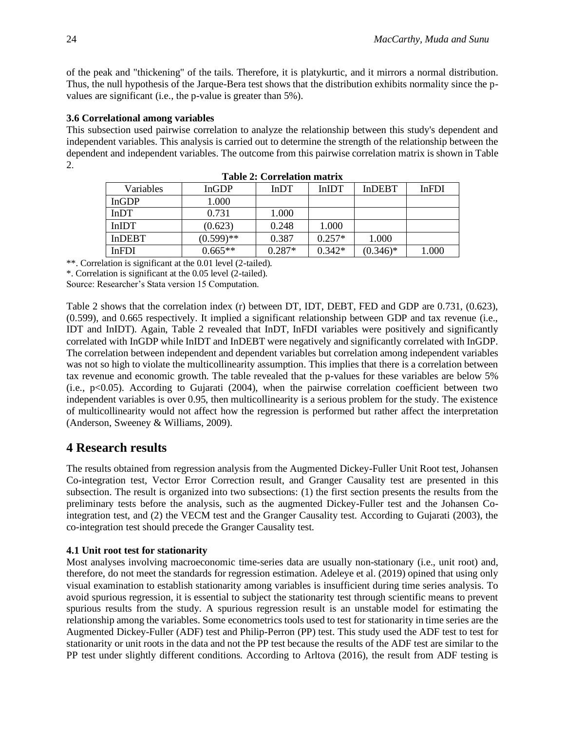of the peak and "thickening" of the tails. Therefore, it is platykurtic, and it mirrors a normal distribution. Thus, the null hypothesis of the Jarque-Bera test shows that the distribution exhibits normality since the p-values are significant (i.e., the p-value is greater than 5%).

### 3.6 Correlational among variables

This subsection used pairwise correlation to analyze the relationship between this study's dependent and independent variables. This analysis is carried out to determine the strength of the relationship between the dependent and independent variables. The outcome from this pairwise correlation matrix is shown in Table 2.

**Table 2: Correlation matrix**

| Variables | InGDP | InDT | InIDT | InDEBT | InFDI |
|---|---|---|---|---|---|
| InGDP | 1.000 | | | | |
| InDT | 0.731 | 1.000 | | | |
| InIDT | (0.623) | 0.248 | 1.000 | | |
| InDEBT | (0.599)** | 0.387 | 0.257* | 1.000 | |
| InFDI | 0.665** | 0.287* | 0.342* | (0.346)* | 1.000 |

**. Correlation is significant at the 0.01 level (2-tailed).
*. Correlation is significant at the 0.05 level (2-tailed).
Source: Researcher's Stata version 15 Computation.

Table 2 shows that the correlation index (r) between DT, IDT, DEBT, FED and GDP are 0.731, (0.623), (0.599), and 0.665 respectively. It implied a significant relationship between GDP and tax revenue (i.e., IDT and InIDT). Again, Table 2 revealed that InDT, InFDI variables were positively and significantly correlated with InGDP while InIDT and InDEBT were negatively and significantly correlated with InGDP. The correlation between independent and dependent variables but correlation among independent variables was not so high to violate the multicollinearity assumption. This implies that there is a correlation between tax revenue and economic growth. The table revealed that the p-values for these variables are below 5% (i.e., $p<0.05$). According to Gujarati (2004), when the pairwise correlation coefficient between two independent variables is over 0.95, then multicollinearity is a serious problem for the study. The existence of multicollinearity would not affect how the regression is performed but rather affect the interpretation (Anderson, Sweeney & Williams, 2009).

## 4 Research results

The results obtained from regression analysis from the Augmented Dickey-Fuller Unit Root test, Johansen Co-integration test, Vector Error Correction result, and Granger Causality test are presented in this subsection. The result is organized into two subsections: (1) the first section presents the results from the preliminary tests before the analysis, such as the augmented Dickey-Fuller test and the Johansen Co-integration test, and (2) the VECM test and the Granger Causality test. According to Gujarati (2003), the co-integration test should precede the Granger Causality test.

### 4.1 Unit root test for stationarity

Most analyses involving macroeconomic time-series data are usually non-stationary (i.e., unit root) and, therefore, do not meet the standards for regression estimation. Adeleye et al. (2019) opined that using only visual examination to establish stationarity among variables is insufficient during time series analysis. To avoid spurious regression, it is essential to subject the stationarity test through scientific means to prevent spurious results from the study. A spurious regression result is an unstable model for estimating the relationship among the variables. Some econometrics tools used to test for stationarity in time series are the Augmented Dickey-Fuller (ADF) test and Philip-Perron (PP) test. This study used the ADF test to test for stationarity or unit roots in the data and not the PP test because the results of the ADF test are similar to the PP test under slightly different conditions. According to Arltova (2016), the result from ADF testing is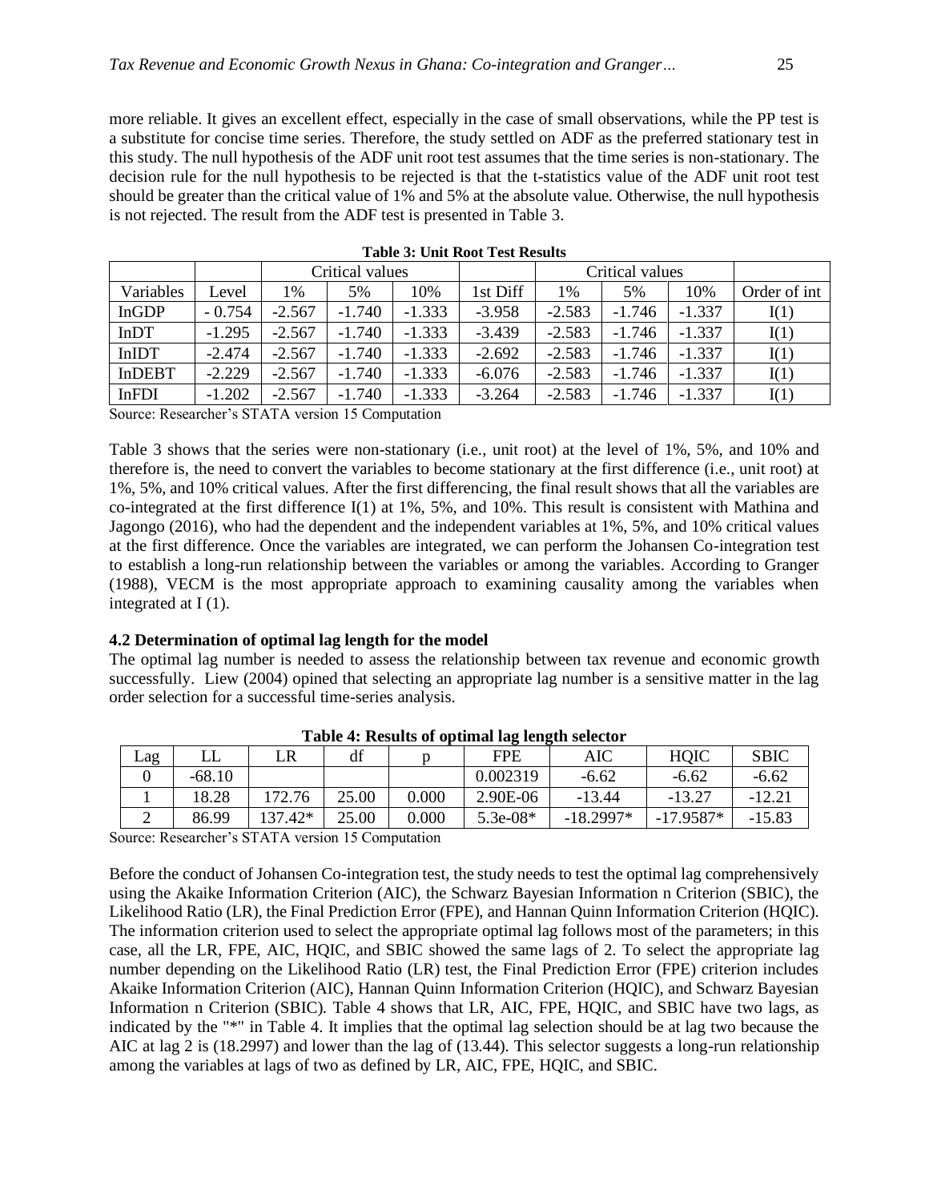more reliable. It gives an excellent effect, especially in the case of small observations, while the PP test is a substitute for concise time series. Therefore, the study settled on ADF as the preferred stationary test in this study. The null hypothesis of the ADF unit root test assumes that the time series is non-stationary. The decision rule for the null hypothesis to be rejected is that the t-statistics value of the ADF unit root test should be greater than the critical value of 1% and 5% at the absolute value. Otherwise, the null hypothesis is not rejected. The result from the ADF test is presented in Table 3.

**Table 3: Unit Root Test Results**

| | | Critical values | | | | Critical values | | | |
|---|---|---|---|---|---|---|---|---|---|
| Variables | Level | 1% | 5% | 10% | 1st Diff | 1% | 5% | 10% | Order of int |
| InGDP | - 0.754 | -2.567 | -1.740 | -1.333 | -3.958 | -2.583 | -1.746 | -1.337 | I(1) |
| InDT | -1.295 | -2.567 | -1.740 | -1.333 | -3.439 | -2.583 | -1.746 | -1.337 | I(1) |
| InIDT | -2.474 | -2.567 | -1.740 | -1.333 | -2.692 | -2.583 | -1.746 | -1.337 | I(1) |
| InDEBT | -2.229 | -2.567 | -1.740 | -1.333 | -6.076 | -2.583 | -1.746 | -1.337 | I(1) |
| InFDI | -1.202 | -2.567 | -1.740 | -1.333 | -3.264 | -2.583 | -1.746 | -1.337 | I(1) |

Source: Researcher's STATA version 15 Computation

Table 3 shows that the series were non-stationary (i.e., unit root) at the level of 1%, 5%, and 10% and therefore is, the need to convert the variables to become stationary at the first difference (i.e., unit root) at 1%, 5%, and 10% critical values. After the first differencing, the final result shows that all the variables are co-integrated at the first difference I(1) at 1%, 5%, and 10%. This result is consistent with Mathina and Jagongo (2016), who had the dependent and the independent variables at 1%, 5%, and 10% critical values at the first difference. Once the variables are integrated, we can perform the Johansen Co-integration test to establish a long-run relationship between the variables or among the variables. According to Granger (1988), VECM is the most appropriate approach to examining causality among the variables when integrated at I (1).

### 4.2 Determination of optimal lag length for the model

The optimal lag number is needed to assess the relationship between tax revenue and economic growth successfully. Liew (2004) opined that selecting an appropriate lag number is a sensitive matter in the lag order selection for a successful time-series analysis.

**Table 4: Results of optimal lag length selector**

| Lag | LL | LR | df | p | FPE | AIC | HQIC | SBIC |
|---|---|---|---|---|---|---|---|---|
| 0 | -68.10 | | | | 0.002319 | -6.62 | -6.62 | -6.62 |
| 1 | 18.28 | 172.76 | 25.00 | 0.000 | 2.90E-06 | -13.44 | -13.27 | -12.21 |
| 2 | 86.99 | 137.42* | 25.00 | 0.000 | 5.3e-08* | -18.2997* | -17.9587* | -15.83 |

Source: Researcher's STATA version 15 Computation

Before the conduct of Johansen Co-integration test, the study needs to test the optimal lag comprehensively using the Akaike Information Criterion (AIC), the Schwarz Bayesian Information n Criterion (SBIC), the Likelihood Ratio (LR), the Final Prediction Error (FPE), and Hannan Quinn Information Criterion (HQIC). The information criterion used to select the appropriate optimal lag follows most of the parameters; in this case, all the LR, FPE, AIC, HQIC, and SBIC showed the same lags of 2. To select the appropriate lag number depending on the Likelihood Ratio (LR) test, the Final Prediction Error (FPE) criterion includes Akaike Information Criterion (AIC), Hannan Quinn Information Criterion (HQIC), and Schwarz Bayesian Information n Criterion (SBIC). Table 4 shows that LR, AIC, FPE, HQIC, and SBIC have two lags, as indicated by the "*" in Table 4. It implies that the optimal lag selection should be at lag two because the AIC at lag 2 is (18.2997) and lower than the lag of (13.44). This selector suggests a long-run relationship among the variables at lags of two as defined by LR, AIC, FPE, HQIC, and SBIC.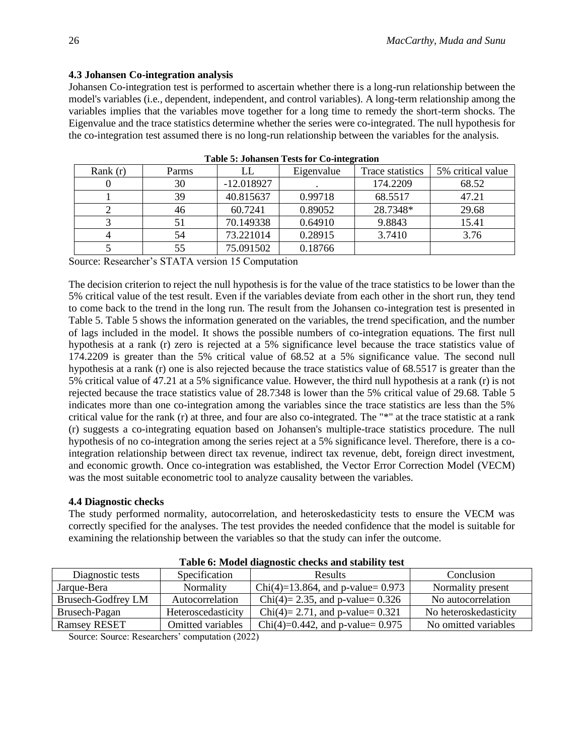### 4.3 Johansen Co-integration analysis

Johansen Co-integration test is performed to ascertain whether there is a long-run relationship between the model's variables (i.e., dependent, independent, and control variables). A long-term relationship among the variables implies that the variables move together for a long time to remedy the short-term shocks. The Eigenvalue and the trace statistics determine whether the series were co-integrated. The null hypothesis for the co-integration test assumed there is no long-run relationship between the variables for the analysis.

**Table 5: Johansen Tests for Co-integration**

| Rank (r) | Parms | LL | Eigenvalue | Trace statistics | 5% critical value |
|---|---|---|---|---|---|
| 0 | 30 | -12.018927 | . | 174.2209 | 68.52 |
| 1 | 39 | 40.815637 | 0.99718 | 68.5517 | 47.21 |
| 2 | 46 | 60.7241 | 0.89052 | 28.7348* | 29.68 |
| 3 | 51 | 70.149338 | 0.64910 | 9.8843 | 15.41 |
| 4 | 54 | 73.221014 | 0.28915 | 3.7410 | 3.76 |
| 5 | 55 | 75.091502 | 0.18766 | | |

Source: Researcher's STATA version 15 Computation

The decision criterion to reject the null hypothesis is for the value of the trace statistics to be lower than the 5% critical value of the test result. Even if the variables deviate from each other in the short run, they tend to come back to the trend in the long run. The result from the Johansen co-integration test is presented in Table 5. Table 5 shows the information generated on the variables, the trend specification, and the number of lags included in the model. It shows the possible numbers of co-integration equations. The first null hypothesis at a rank (r) zero is rejected at a 5% significance level because the trace statistics value of 174.2209 is greater than the 5% critical value of 68.52 at a 5% significance value. The second null hypothesis at a rank (r) one is also rejected because the trace statistics value of 68.5517 is greater than the 5% critical value of 47.21 at a 5% significance value. However, the third null hypothesis at a rank (r) is not rejected because the trace statistics value of 28.7348 is lower than the 5% critical value of 29.68. Table 5 indicates more than one co-integration among the variables since the trace statistics are less than the 5% critical value for the rank (r) at three, and four are also co-integrated. The "*" at the trace statistic at a rank (r) suggests a co-integrating equation based on Johansen's multiple-trace statistics procedure. The null hypothesis of no co-integration among the series reject at a 5% significance level. Therefore, there is a co-integration relationship between direct tax revenue, indirect tax revenue, debt, foreign direct investment, and economic growth. Once co-integration was established, the Vector Error Correction Model (VECM) was the most suitable econometric tool to analyze causality between the variables.

### 4.4 Diagnostic checks

The study performed normality, autocorrelation, and heteroskedasticity tests to ensure the VECM was correctly specified for the analyses. The test provides the needed confidence that the model is suitable for examining the relationship between the variables so that the study can infer the outcome.

**Table 6: Model diagnostic checks and stability test**

| Diagnostic tests | Specification | Results | Conclusion |
|---|---|---|---|
| Jarque-Bera | Normality | Chi(4)=13.864, and p-value= 0.973 | Normality present |
| Brusech-Godfrey LM | Autocorrelation | Chi(4)= 2.35, and p-value= 0.326 | No autocorrelation |
| Brusech-Pagan | Heteroscedasticity | Chi(4)= 2.71, and p-value= 0.321 | No heteroskedasticity |
| Ramsey RESET | Omitted variables | Chi(4)=0.442, and p-value= 0.975 | No omitted variables |

Source: Source: Researchers' computation (2022)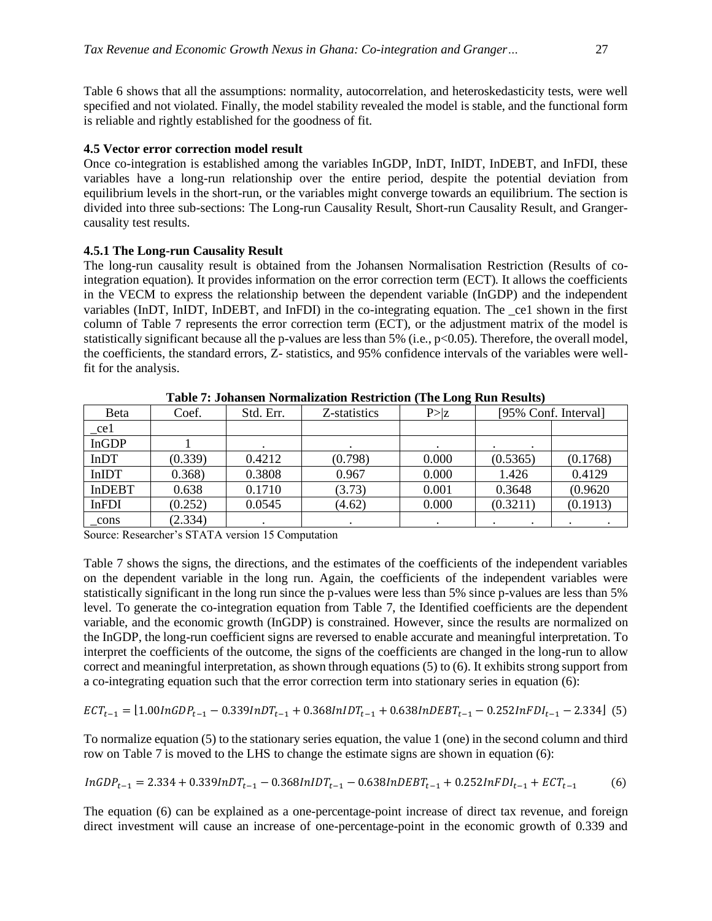Table 6 shows that all the assumptions: normality, autocorrelation, and heteroskedasticity tests, were well specified and not violated. Finally, the model stability revealed the model is stable, and the functional form is reliable and rightly established for the goodness of fit.

**4.5 Vector error correction model result**

Once co-integration is established among the variables InGDP, InDT, InIDT, InDEBT, and InFDI, these variables have a long-run relationship over the entire period, despite the potential deviation from equilibrium levels in the short-run, or the variables might converge towards an equilibrium. The section is divided into three sub-sections: The Long-run Causality Result, Short-run Causality Result, and Granger-causality test results.

**4.5.1 The Long-run Causality Result**

The long-run causality result is obtained from the Johansen Normalisation Restriction (Results of co-integration equation). It provides information on the error correction term (ECT). It allows the coefficients in the VECM to express the relationship between the dependent variable (InGDP) and the independent variables (InDT, InIDT, InDEBT, and InFDI) in the co-integrating equation. The _ce1 shown in the first column of Table 7 represents the error correction term (ECT), or the adjustment matrix of the model is statistically significant because all the p-values are less than 5% (i.e., p<0.05). Therefore, the overall model, the coefficients, the standard errors, Z- statistics, and 95% confidence intervals of the variables were well-fit for the analysis.

**Table 7: Johansen Normalization Restriction (The Long Run Results)**

| Beta | Coef. | Std. Err. | Z-statistics | P>\|z | [95% Conf. Interval] | |
|---|---|---|---|---|---|---|
| _ce1 | | | | | | |
| InGDP | 1 | . | . | . | . . | |
| InDT | (0.339) | 0.4212 | (0.798) | 0.000 | (0.5365) | (0.1768) |
| InIDT | 0.368) | 0.3808 | 0.967 | 0.000 | 1.426 | 0.4129 |
| InDEBT | 0.638 | 0.1710 | (3.73) | 0.001 | 0.3648 | (0.9620 |
| InFDI | (0.252) | 0.0545 | (4.62) | 0.000 | (0.3211) | (0.1913) |
| _cons | (2.334) | . | . | . | . . | . . |

Source: Researcher's STATA version 15 Computation

Table 7 shows the signs, the directions, and the estimates of the coefficients of the independent variables on the dependent variable in the long run. Again, the coefficients of the independent variables were statistically significant in the long run since the p-values were less than 5% since p-values are less than 5% level. To generate the co-integration equation from Table 7, the Identified coefficients are the dependent variable, and the economic growth (InGDP) is constrained. However, since the results are normalized on the InGDP, the long-run coefficient signs are reversed to enable accurate and meaningful interpretation. To interpret the coefficients of the outcome, the signs of the coefficients are changed in the long-run to allow correct and meaningful interpretation, as shown through equations (5) to (6). It exhibits strong support from a co-integrating equation such that the error correction term into stationary series in equation (6):

$$ECT_{t-1} = \lfloor 1.00InGDP_{t-1} - 0.339InDT_{t-1} + 0.368InIDT_{t-1} + 0.638InDEBT_{t-1} - 0.252InFDI_{t-1} - 2.334 \rfloor \quad (5)$$

To normalize equation (5) to the stationary series equation, the value 1 (one) in the second column and third row on Table 7 is moved to the LHS to change the estimate signs are shown in equation (6):

$$InGDP_{t-1} = 2.334 + 0.339InDT_{t-1} - 0.368InIDT_{t-1} - 0.638InDEBT_{t-1} + 0.252InFDI_{t-1} + ECT_{t-1} \quad (6)$$

The equation (6) can be explained as a one-percentage-point increase of direct tax revenue, and foreign direct investment will cause an increase of one-percentage-point in the economic growth of 0.339 and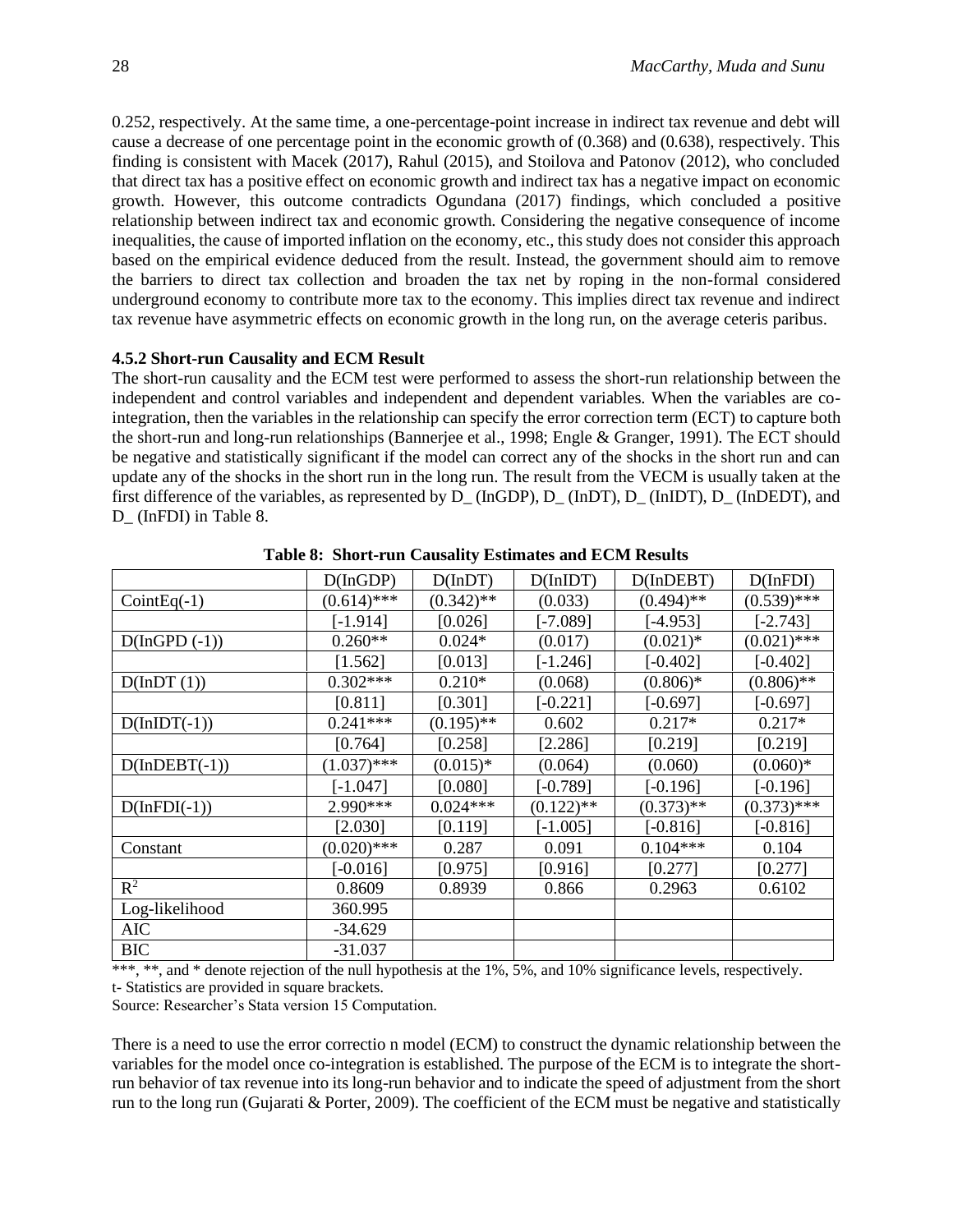0.252, respectively. At the same time, a one-percentage-point increase in indirect tax revenue and debt will cause a decrease of one percentage point in the economic growth of (0.368) and (0.638), respectively. This finding is consistent with Macek (2017), Rahul (2015), and Stoilova and Patonov (2012), who concluded that direct tax has a positive effect on economic growth and indirect tax has a negative impact on economic growth. However, this outcome contradicts Ogundana (2017) findings, which concluded a positive relationship between indirect tax and economic growth. Considering the negative consequence of income inequalities, the cause of imported inflation on the economy, etc., this study does not consider this approach based on the empirical evidence deduced from the result. Instead, the government should aim to remove the barriers to direct tax collection and broaden the tax net by roping in the non-formal considered underground economy to contribute more tax to the economy. This implies direct tax revenue and indirect tax revenue have asymmetric effects on economic growth in the long run, on the average ceteris paribus.

**4.5.2 Short-run Causality and ECM Result**

The short-run causality and the ECM test were performed to assess the short-run relationship between the independent and control variables and independent and dependent variables. When the variables are co-integration, then the variables in the relationship can specify the error correction term (ECT) to capture both the short-run and long-run relationships (Bannerjee et al., 1998; Engle & Granger, 1991). The ECT should be negative and statistically significant if the model can correct any of the shocks in the short run and can update any of the shocks in the short run in the long run. The result from the VECM is usually taken at the first difference of the variables, as represented by D_ (InGDP), D_ (InDT), D_ (InIDT), D_ (InDEDT), and D_ (InFDI) in Table 8.

**Table 8: Short-run Causality Estimates and ECM Results**

| | D(InGDP) | D(InDT) | D(InIDT) | D(InDEBT) | D(InFDI) |
|---|---|---|---|---|---|
| CointEq(-1) | (0.614)*** | (0.342)** | (0.033) | (0.494)** | (0.539)*** |
| | [-1.914] | [0.026] | [-7.089] | [-4.953] | [-2.743] |
| D(InGPD (-1)) | 0.260** | 0.024* | (0.017) | (0.021)* | (0.021)*** |
| | [1.562] | [0.013] | [-1.246] | [-0.402] | [-0.402] |
| D(InDT (1)) | 0.302*** | 0.210* | (0.068) | (0.806)* | (0.806)** |
| | [0.811] | [0.301] | [-0.221] | [-0.697] | [-0.697] |
| D(InIDT(-1)) | 0.241*** | (0.195)** | 0.602 | 0.217* | 0.217* |
| | [0.764] | [0.258] | [2.286] | [0.219] | [0.219] |
| D(InDEBT(-1)) | (1.037)*** | (0.015)* | (0.064) | (0.060) | (0.060)* |
| | [-1.047] | [0.080] | [-0.789] | [-0.196] | [-0.196] |
| D(InFDI(-1)) | 2.990*** | 0.024*** | (0.122)** | (0.373)** | (0.373)*** |
| | [2.030] | [0.119] | [-1.005] | [-0.816] | [-0.816] |
| Constant | (0.020)*** | 0.287 | 0.091 | 0.104*** | 0.104 |
| | [-0.016] | [0.975] | [0.916] | [0.277] | [0.277] |
| $R^2$ | 0.8609 | 0.8939 | 0.866 | 0.2963 | 0.6102 |
| Log-likelihood | 360.995 | | | | |
| AIC | -34.629 | | | | |
| BIC | -31.037 | | | | |

***, **, and * denote rejection of the null hypothesis at the 1%, 5%, and 10% significance levels, respectively.
t- Statistics are provided in square brackets.
Source: Researcher's Stata version 15 Computation.

There is a need to use the error correctio n model (ECM) to construct the dynamic relationship between the variables for the model once co-integration is established. The purpose of the ECM is to integrate the short-run behavior of tax revenue into its long-run behavior and to indicate the speed of adjustment from the short run to the long run (Gujarati & Porter, 2009). The coefficient of the ECM must be negative and statistically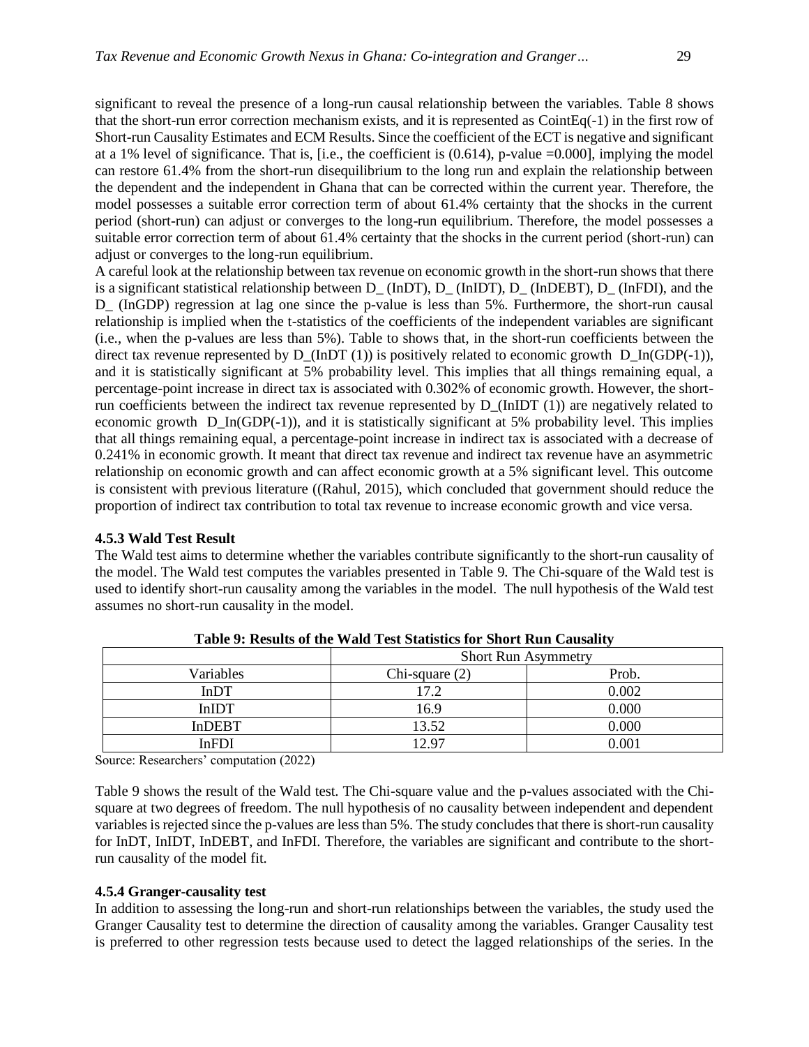significant to reveal the presence of a long-run causal relationship between the variables. Table 8 shows that the short-run error correction mechanism exists, and it is represented as CointEq(-1) in the first row of Short-run Causality Estimates and ECM Results. Since the coefficient of the ECT is negative and significant at a 1% level of significance. That is, [i.e., the coefficient is (0.614), p-value =0.000], implying the model can restore 61.4% from the short-run disequilibrium to the long run and explain the relationship between the dependent and the independent in Ghana that can be corrected within the current year. Therefore, the model possesses a suitable error correction term of about 61.4% certainty that the shocks in the current period (short-run) can adjust or converges to the long-run equilibrium. Therefore, the model possesses a suitable error correction term of about 61.4% certainty that the shocks in the current period (short-run) can adjust or converges to the long-run equilibrium.

A careful look at the relationship between tax revenue on economic growth in the short-run shows that there is a significant statistical relationship between D_ (InDT), D_ (InIDT), D_ (InDEBT), D_ (InFDI), and the D_ (InGDP) regression at lag one since the p-value is less than 5%. Furthermore, the short-run causal relationship is implied when the t-statistics of the coefficients of the independent variables are significant (i.e., when the p-values are less than 5%). Table to shows that, in the short-run coefficients between the direct tax revenue represented by D_(InDT (1)) is positively related to economic growth D_In(GDP(-1)), and it is statistically significant at 5% probability level. This implies that all things remaining equal, a percentage-point increase in direct tax is associated with 0.302% of economic growth. However, the short-run coefficients between the indirect tax revenue represented by D_(InIDT (1)) are negatively related to economic growth D_In(GDP(-1)), and it is statistically significant at 5% probability level. This implies that all things remaining equal, a percentage-point increase in indirect tax is associated with a decrease of 0.241% in economic growth. It meant that direct tax revenue and indirect tax revenue have an asymmetric relationship on economic growth and can affect economic growth at a 5% significant level. This outcome is consistent with previous literature ((Rahul, 2015), which concluded that government should reduce the proportion of indirect tax contribution to total tax revenue to increase economic growth and vice versa.

#### 4.5.3 Wald Test Result

The Wald test aims to determine whether the variables contribute significantly to the short-run causality of the model. The Wald test computes the variables presented in Table 9. The Chi-square of the Wald test is used to identify short-run causality among the variables in the model. The null hypothesis of the Wald test assumes no short-run causality in the model.

**Table 9: Results of the Wald Test Statistics for Short Run Causality**

| | Short Run Asymmetry | |
|---|---|---|
| Variables | Chi-square (2) | Prob. |
| InDT | 17.2 | 0.002 |
| InIDT | 16.9 | 0.000 |
| InDEBT | 13.52 | 0.000 |
| InFDI | 12.97 | 0.001 |

Source: Researchers' computation (2022)

Table 9 shows the result of the Wald test. The Chi-square value and the p-values associated with the Chi-square at two degrees of freedom. The null hypothesis of no causality between independent and dependent variables is rejected since the p-values are less than 5%. The study concludes that there is short-run causality for InDT, InIDT, InDEBT, and InFDI. Therefore, the variables are significant and contribute to the short-run causality of the model fit.

#### 4.5.4 Granger-causality test

In addition to assessing the long-run and short-run relationships between the variables, the study used the Granger Causality test to determine the direction of causality among the variables. Granger Causality test is preferred to other regression tests because used to detect the lagged relationships of the series. In the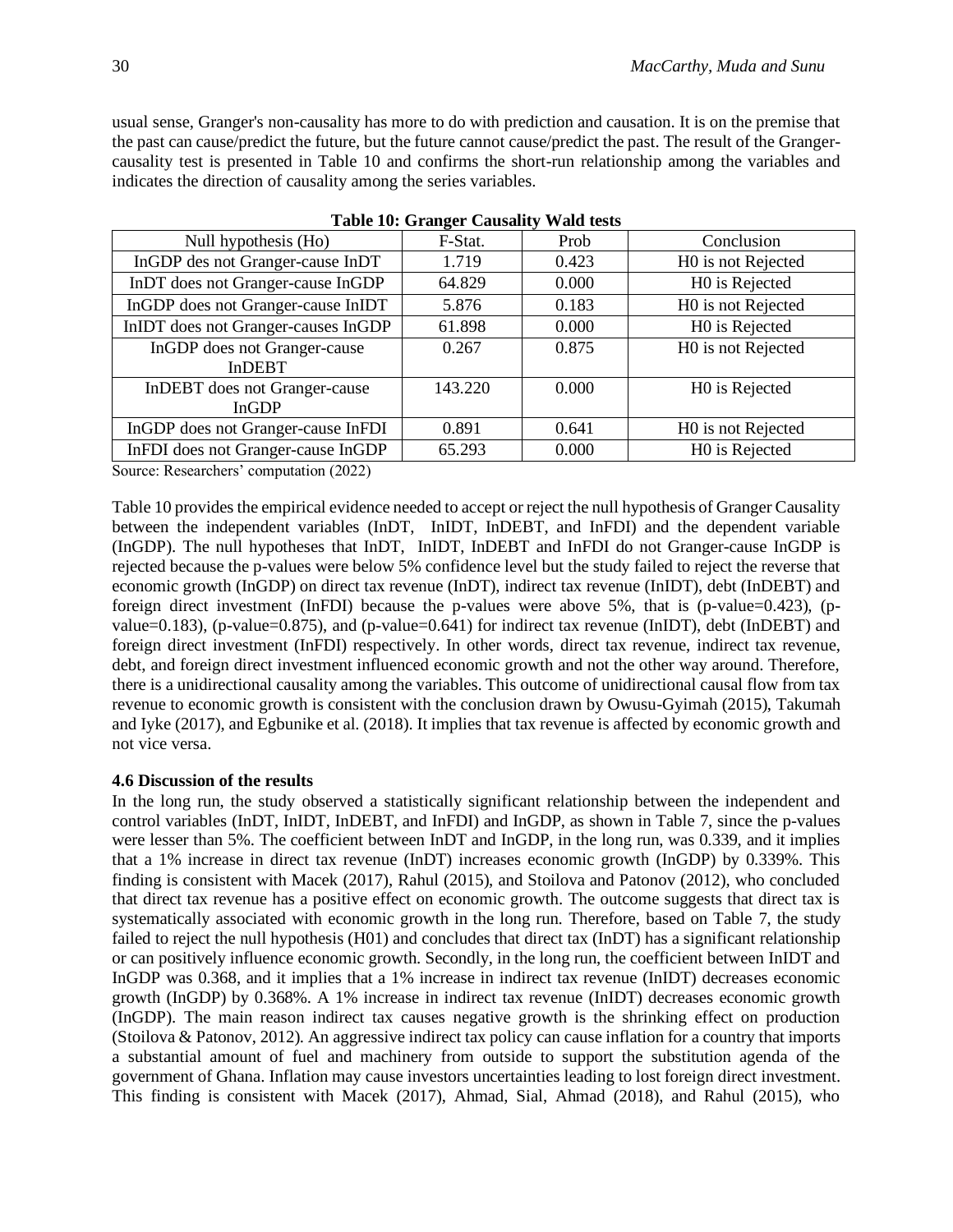usual sense, Granger's non-causality has more to do with prediction and causation. It is on the premise that the past can cause/predict the future, but the future cannot cause/predict the past. The result of the Granger-causality test is presented in Table 10 and confirms the short-run relationship among the variables and indicates the direction of causality among the series variables.

**Table 10: Granger Causality Wald tests**

| Null hypothesis (Ho) | F-Stat. | Prob | Conclusion |
|---|---|---|---|
| InGDP des not Granger-cause InDT | 1.719 | 0.423 | H0 is not Rejected |
| InDT does not Granger-cause InGDP | 64.829 | 0.000 | H0 is Rejected |
| InGDP does not Granger-cause InIDT | 5.876 | 0.183 | H0 is not Rejected |
| InIDT does not Granger-causes InGDP | 61.898 | 0.000 | H0 is Rejected |
| InGDP does not Granger-cause InDEBT | 0.267 | 0.875 | H0 is not Rejected |
| InDEBT does not Granger-cause InGDP | 143.220 | 0.000 | H0 is Rejected |
| InGDP does not Granger-cause InFDI | 0.891 | 0.641 | H0 is not Rejected |
| InFDI does not Granger-cause InGDP | 65.293 | 0.000 | H0 is Rejected |

Source: Researchers' computation (2022)

Table 10 provides the empirical evidence needed to accept or reject the null hypothesis of Granger Causality between the independent variables (InDT, InIDT, InDEBT, and InFDI) and the dependent variable (InGDP). The null hypotheses that InDT, InIDT, InDEBT and InFDI do not Granger-cause InGDP is rejected because the p-values were below 5% confidence level but the study failed to reject the reverse that economic growth (InGDP) on direct tax revenue (InDT), indirect tax revenue (InIDT), debt (InDEBT) and foreign direct investment (InFDI) because the p-values were above 5%, that is (p-value=0.423), (p-value=0.183), (p-value=0.875), and (p-value=0.641) for indirect tax revenue (InIDT), debt (InDEBT) and foreign direct investment (InFDI) respectively. In other words, direct tax revenue, indirect tax revenue, debt, and foreign direct investment influenced economic growth and not the other way around. Therefore, there is a unidirectional causality among the variables. This outcome of unidirectional causal flow from tax revenue to economic growth is consistent with the conclusion drawn by Owusu-Gyimah (2015), Takumah and Iyke (2017), and Egbunike et al. (2018). It implies that tax revenue is affected by economic growth and not vice versa.

### 4.6 Discussion of the results

In the long run, the study observed a statistically significant relationship between the independent and control variables (InDT, InIDT, InDEBT, and InFDI) and InGDP, as shown in Table 7, since the p-values were lesser than 5%. The coefficient between InDT and InGDP, in the long run, was 0.339, and it implies that a 1% increase in direct tax revenue (InDT) increases economic growth (InGDP) by 0.339%. This finding is consistent with Macek (2017), Rahul (2015), and Stoilova and Patonov (2012), who concluded that direct tax revenue has a positive effect on economic growth. The outcome suggests that direct tax is systematically associated with economic growth in the long run. Therefore, based on Table 7, the study failed to reject the null hypothesis (H01) and concludes that direct tax (InDT) has a significant relationship or can positively influence economic growth. Secondly, in the long run, the coefficient between InIDT and InGDP was 0.368, and it implies that a 1% increase in indirect tax revenue (InIDT) decreases economic growth (InGDP) by 0.368%. A 1% increase in indirect tax revenue (InIDT) decreases economic growth (InGDP). The main reason indirect tax causes negative growth is the shrinking effect on production (Stoilova & Patonov, 2012). An aggressive indirect tax policy can cause inflation for a country that imports a substantial amount of fuel and machinery from outside to support the substitution agenda of the government of Ghana. Inflation may cause investors uncertainties leading to lost foreign direct investment. This finding is consistent with Macek (2017), Ahmad, Sial, Ahmad (2018), and Rahul (2015), who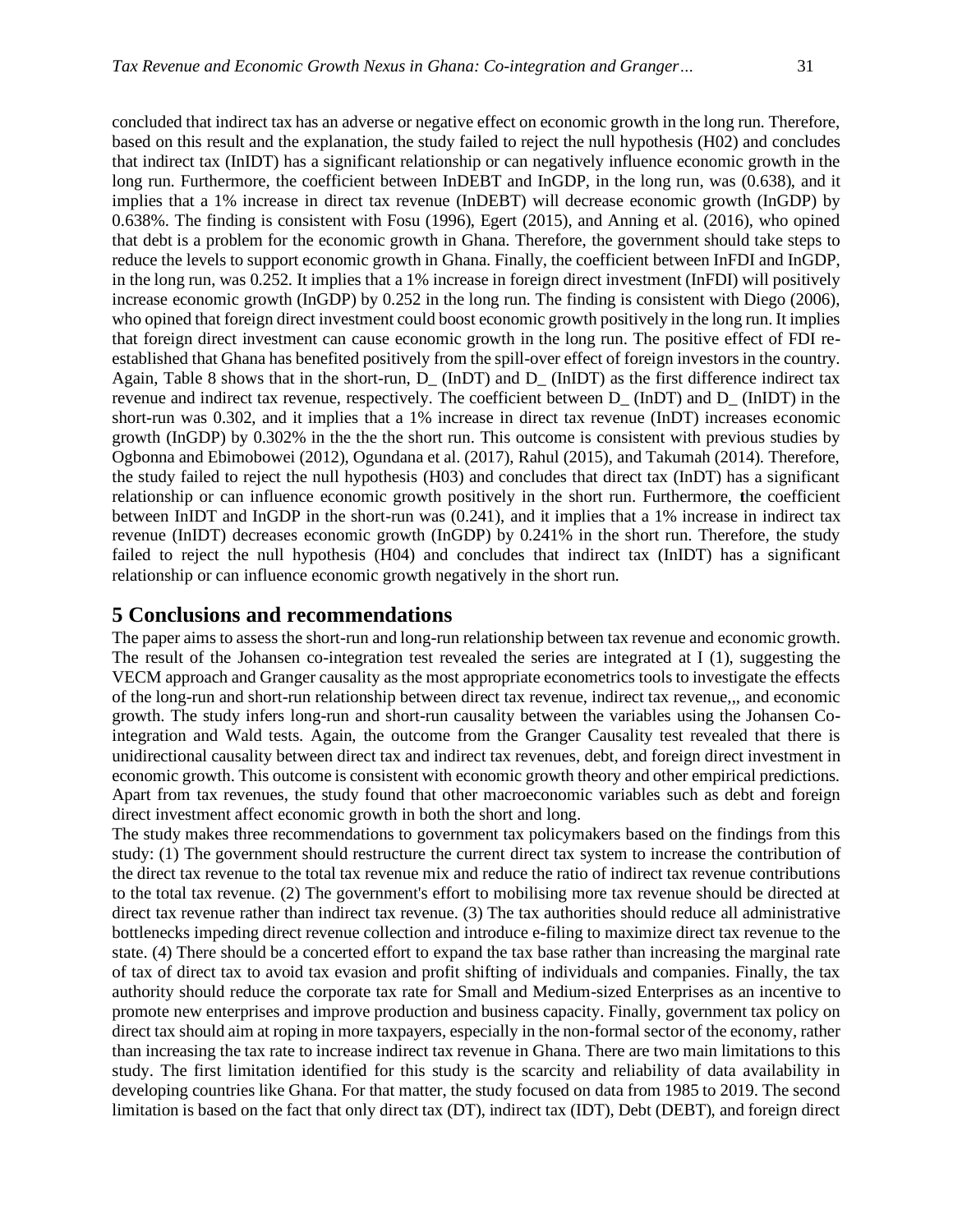concluded that indirect tax has an adverse or negative effect on economic growth in the long run. Therefore, based on this result and the explanation, the study failed to reject the null hypothesis (H02) and concludes that indirect tax (InIDT) has a significant relationship or can negatively influence economic growth in the long run. Furthermore, the coefficient between InDEBT and InGDP, in the long run, was (0.638), and it implies that a 1% increase in direct tax revenue (InDEBT) will decrease economic growth (InGDP) by 0.638%. The finding is consistent with Fosu (1996), Egert (2015), and Anning et al. (2016), who opined that debt is a problem for the economic growth in Ghana. Therefore, the government should take steps to reduce the levels to support economic growth in Ghana. Finally, the coefficient between InFDI and InGDP, in the long run, was 0.252. It implies that a 1% increase in foreign direct investment (InFDI) will positively increase economic growth (InGDP) by 0.252 in the long run. The finding is consistent with Diego (2006), who opined that foreign direct investment could boost economic growth positively in the long run. It implies that foreign direct investment can cause economic growth in the long run. The positive effect of FDI re-established that Ghana has benefited positively from the spill-over effect of foreign investors in the country. Again, Table 8 shows that in the short-run, D_ (InDT) and D_ (InIDT) as the first difference indirect tax revenue and indirect tax revenue, respectively. The coefficient between D_ (InDT) and D_ (InIDT) in the short-run was 0.302, and it implies that a 1% increase in direct tax revenue (InDT) increases economic growth (InGDP) by 0.302% in the the the short run. This outcome is consistent with previous studies by Ogbonna and Ebimobowei (2012), Ogundana et al. (2017), Rahul (2015), and Takumah (2014). Therefore, the study failed to reject the null hypothesis (H03) and concludes that direct tax (InDT) has a significant relationship or can influence economic growth positively in the short run. Furthermore, **t**he coefficient between InIDT and InGDP in the short-run was (0.241), and it implies that a 1% increase in indirect tax revenue (InIDT) decreases economic growth (InGDP) by 0.241% in the short run. Therefore, the study failed to reject the null hypothesis (H04) and concludes that indirect tax (InIDT) has a significant relationship or can influence economic growth negatively in the short run.

## 5 Conclusions and recommendations

The paper aims to assess the short-run and long-run relationship between tax revenue and economic growth. The result of the Johansen co-integration test revealed the series are integrated at I (1), suggesting the VECM approach and Granger causality as the most appropriate econometrics tools to investigate the effects of the long-run and short-run relationship between direct tax revenue, indirect tax revenue,,, and economic growth. The study infers long-run and short-run causality between the variables using the Johansen Co-integration and Wald tests. Again, the outcome from the Granger Causality test revealed that there is unidirectional causality between direct tax and indirect tax revenues, debt, and foreign direct investment in economic growth. This outcome is consistent with economic growth theory and other empirical predictions. Apart from tax revenues, the study found that other macroeconomic variables such as debt and foreign direct investment affect economic growth in both the short and long.

The study makes three recommendations to government tax policymakers based on the findings from this study: (1) The government should restructure the current direct tax system to increase the contribution of the direct tax revenue to the total tax revenue mix and reduce the ratio of indirect tax revenue contributions to the total tax revenue. (2) The government's effort to mobilising more tax revenue should be directed at direct tax revenue rather than indirect tax revenue. (3) The tax authorities should reduce all administrative bottlenecks impeding direct revenue collection and introduce e-filing to maximize direct tax revenue to the state. (4) There should be a concerted effort to expand the tax base rather than increasing the marginal rate of tax of direct tax to avoid tax evasion and profit shifting of individuals and companies. Finally, the tax authority should reduce the corporate tax rate for Small and Medium-sized Enterprises as an incentive to promote new enterprises and improve production and business capacity. Finally, government tax policy on direct tax should aim at roping in more taxpayers, especially in the non-formal sector of the economy, rather than increasing the tax rate to increase indirect tax revenue in Ghana. There are two main limitations to this study. The first limitation identified for this study is the scarcity and reliability of data availability in developing countries like Ghana. For that matter, the study focused on data from 1985 to 2019. The second limitation is based on the fact that only direct tax (DT), indirect tax (IDT), Debt (DEBT), and foreign direct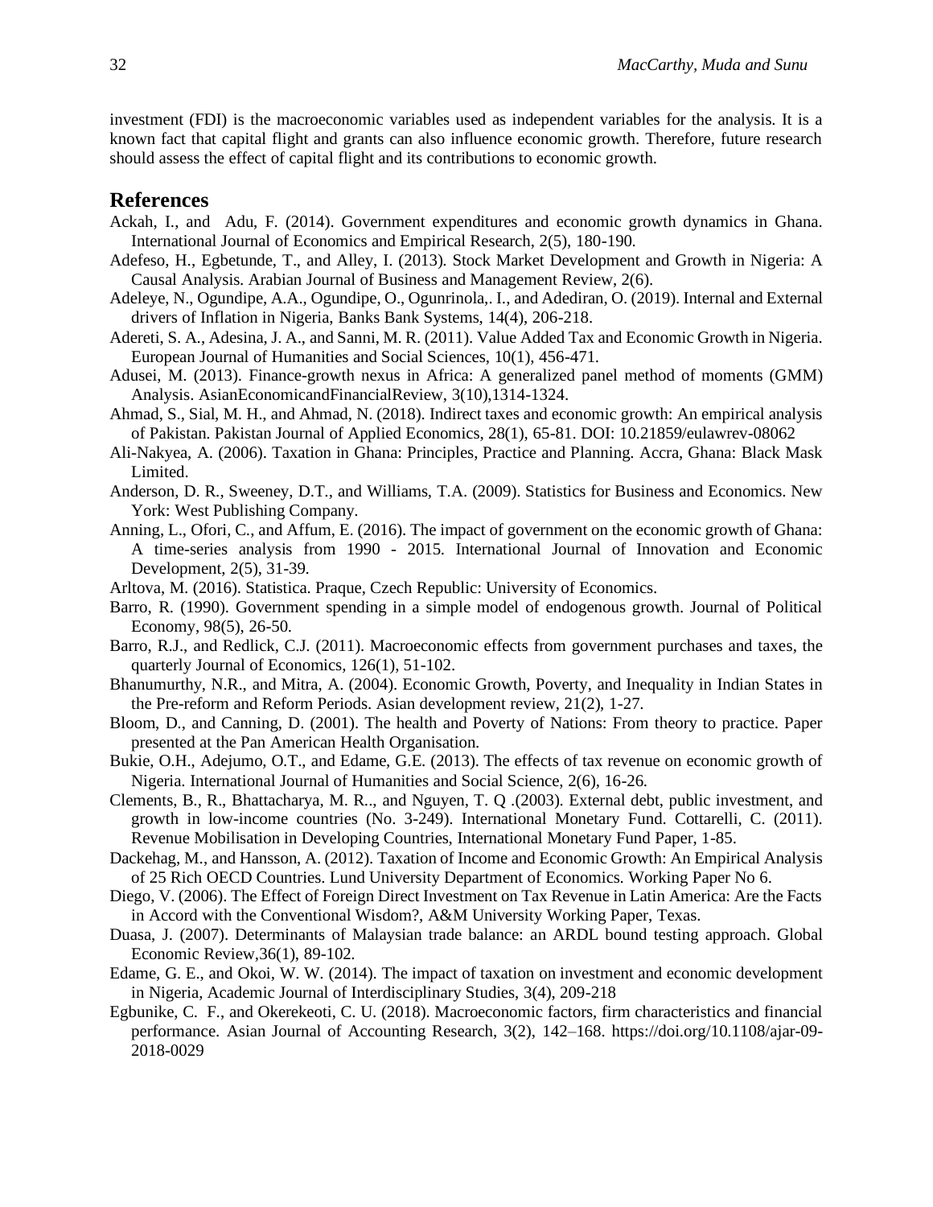investment (FDI) is the macroeconomic variables used as independent variables for the analysis. It is a known fact that capital flight and grants can also influence economic growth. Therefore, future research should assess the effect of capital flight and its contributions to economic growth.

## References

Ackah, I., and Adu, F. (2014). Government expenditures and economic growth dynamics in Ghana. International Journal of Economics and Empirical Research, 2(5), 180-190.

Adefeso, H., Egbetunde, T., and Alley, I. (2013). Stock Market Development and Growth in Nigeria: A Causal Analysis. Arabian Journal of Business and Management Review, 2(6).

Adeleye, N., Ogundipe, A.A., Ogundipe, O., Ogunrinola,. I., and Adediran, O. (2019). Internal and External drivers of Inflation in Nigeria, Banks Bank Systems, 14(4), 206-218.

Adereti, S. A., Adesina, J. A., and Sanni, M. R. (2011). Value Added Tax and Economic Growth in Nigeria. European Journal of Humanities and Social Sciences, 10(1), 456-471.

Adusei, M. (2013). Finance-growth nexus in Africa: A generalized panel method of moments (GMM) Analysis. AsianEconomicandFinancialReview, 3(10),1314-1324.

Ahmad, S., Sial, M. H., and Ahmad, N. (2018). Indirect taxes and economic growth: An empirical analysis of Pakistan. Pakistan Journal of Applied Economics, 28(1), 65-81. DOI: 10.21859/eulawrev-08062

Ali-Nakyea, A. (2006). Taxation in Ghana: Principles, Practice and Planning. Accra, Ghana: Black Mask Limited.

Anderson, D. R., Sweeney, D.T., and Williams, T.A. (2009). Statistics for Business and Economics. New York: West Publishing Company.

Anning, L., Ofori, C., and Affum, E. (2016). The impact of government on the economic growth of Ghana: A time-series analysis from 1990 - 2015. International Journal of Innovation and Economic Development, 2(5), 31-39.

Arltova, M. (2016). Statistica. Praque, Czech Republic: University of Economics.

Barro, R. (1990). Government spending in a simple model of endogenous growth. Journal of Political Economy, 98(5), 26-50.

Barro, R.J., and Redlick, C.J. (2011). Macroeconomic effects from government purchases and taxes, the quarterly Journal of Economics, 126(1), 51-102.

Bhanumurthy, N.R., and Mitra, A. (2004). Economic Growth, Poverty, and Inequality in Indian States in the Pre-reform and Reform Periods. Asian development review, 21(2), 1-27.

Bloom, D., and Canning, D. (2001). The health and Poverty of Nations: From theory to practice. Paper presented at the Pan American Health Organisation.

Bukie, O.H., Adejumo, O.T., and Edame, G.E. (2013). The effects of tax revenue on economic growth of Nigeria. International Journal of Humanities and Social Science, 2(6), 16-26.

Clements, B., R., Bhattacharya, M. R.., and Nguyen, T. Q .(2003). External debt, public investment, and growth in low-income countries (No. 3-249). International Monetary Fund. Cottarelli, C. (2011). Revenue Mobilisation in Developing Countries, International Monetary Fund Paper, 1-85.

Dackehag, M., and Hansson, A. (2012). Taxation of Income and Economic Growth: An Empirical Analysis of 25 Rich OECD Countries. Lund University Department of Economics. Working Paper No 6.

Diego, V. (2006). The Effect of Foreign Direct Investment on Tax Revenue in Latin America: Are the Facts in Accord with the Conventional Wisdom?, A&M University Working Paper, Texas.

Duasa, J. (2007). Determinants of Malaysian trade balance: an ARDL bound testing approach. Global Economic Review,36(1), 89-102.

Edame, G. E., and Okoi, W. W. (2014). The impact of taxation on investment and economic development in Nigeria, Academic Journal of Interdisciplinary Studies, 3(4), 209-218

Egbunike, C. F., and Okerekeoti, C. U. (2018). Macroeconomic factors, firm characteristics and financial performance. Asian Journal of Accounting Research, 3(2), 142–168. https://doi.org/10.1108/ajar-09-2018-0029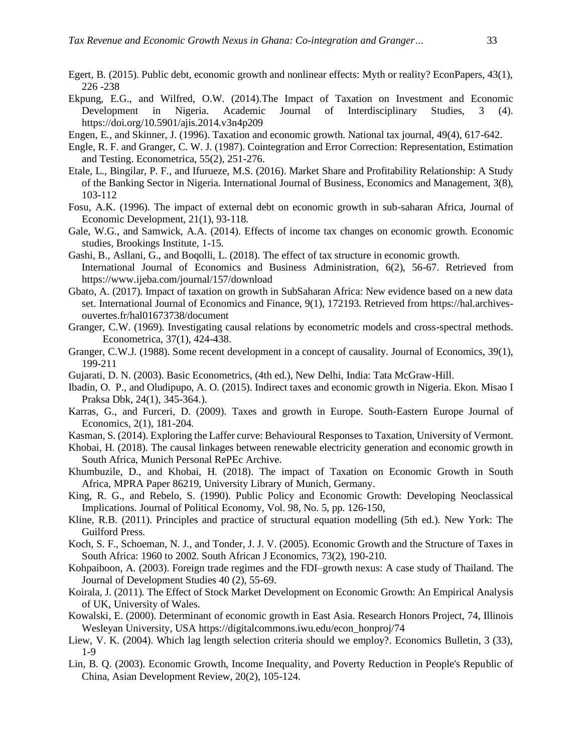Egert, B. (2015). Public debt, economic growth and nonlinear effects: Myth or reality? EconPapers, 43(1), 226 -238

Ekpung, E.G., and Wilfred, O.W. (2014).The Impact of Taxation on Investment and Economic Development in Nigeria. Academic Journal of Interdisciplinary Studies, 3 (4). https://doi.org/10.5901/ajis.2014.v3n4p209

Engen, E., and Skinner, J. (1996). Taxation and economic growth. National tax journal, 49(4), 617-642.

Engle, R. F. and Granger, C. W. J. (1987). Cointegration and Error Correction: Representation, Estimation and Testing. Econometrica, 55(2), 251-276.

Etale, L., Bingilar, P. F., and Ifurueze, M.S. (2016). Market Share and Profitability Relationship: A Study of the Banking Sector in Nigeria. International Journal of Business, Economics and Management, 3(8), 103-112

Fosu, A.K. (1996). The impact of external debt on economic growth in sub-saharan Africa, Journal of Economic Development, 21(1), 93-118.

Gale, W.G., and Samwick, A.A. (2014). Effects of income tax changes on economic growth. Economic studies, Brookings Institute, 1-15.

Gashi, B., Asllani, G., and Boqolli, L. (2018). The effect of tax structure in economic growth. International Journal of Economics and Business Administration, 6(2), 56-67. Retrieved from https://www.ijeba.com/journal/157/download

Gbato, A. (2017). Impact of taxation on growth in SubSaharan Africa: New evidence based on a new data set. International Journal of Economics and Finance, 9(1), 172193. Retrieved from https://hal.archives-ouvertes.fr/hal01673738/document

Granger, C.W. (1969). Investigating causal relations by econometric models and cross-spectral methods. Econometrica, 37(1), 424-438.

Granger, C.W.J. (1988). Some recent development in a concept of causality. Journal of Economics, 39(1), 199-211

Gujarati, D. N. (2003). Basic Econometrics, (4th ed.), New Delhi, India: Tata McGraw-Hill.

Ibadin, O. P., and Oludipupo, A. O. (2015). Indirect taxes and economic growth in Nigeria. Ekon. Misao I Praksa Dbk, 24(1), 345-364.).

Karras, G., and Furceri, D. (2009). Taxes and growth in Europe. South-Eastern Europe Journal of Economics, 2(1), 181-204.

Kasman, S. (2014). Exploring the Laffer curve: Behavioural Responses to Taxation, University of Vermont.

Khobai, H. (2018). The causal linkages between renewable electricity generation and economic growth in South Africa, Munich Personal RePEc Archive.

Khumbuzile, D., and Khobai, H. (2018). The impact of Taxation on Economic Growth in South Africa, MPRA Paper 86219, University Library of Munich, Germany.

King, R. G., and Rebelo, S. (1990). Public Policy and Economic Growth: Developing Neoclassical Implications. Journal of Political Economy, Vol. 98, No. 5, pp. 126-150,

Kline, R.B. (2011). Principles and practice of structural equation modelling (5th ed.). New York: The Guilford Press.

Koch, S. F., Schoeman, N. J., and Tonder, J. J. V. (2005). Economic Growth and the Structure of Taxes in South Africa: 1960 to 2002. South African J Economics, 73(2), 190-210.

Kohpaiboon, A. (2003). Foreign trade regimes and the FDI–growth nexus: A case study of Thailand. The Journal of Development Studies 40 (2), 55-69.

Koirala, J. (2011). The Effect of Stock Market Development on Economic Growth: An Empirical Analysis of UK, University of Wales.

Kowalski, E. (2000). Determinant of economic growth in East Asia. Research Honors Project, 74, Illinois Wesleyan University, USA https://digitalcommons.iwu.edu/econ_honproj/74

Liew, V. K. (2004). Which lag length selection criteria should we employ?. Economics Bulletin, 3 (33), 1-9

Lin, B. Q. (2003). Economic Growth, Income Inequality, and Poverty Reduction in People's Republic of China, Asian Development Review, 20(2), 105-124.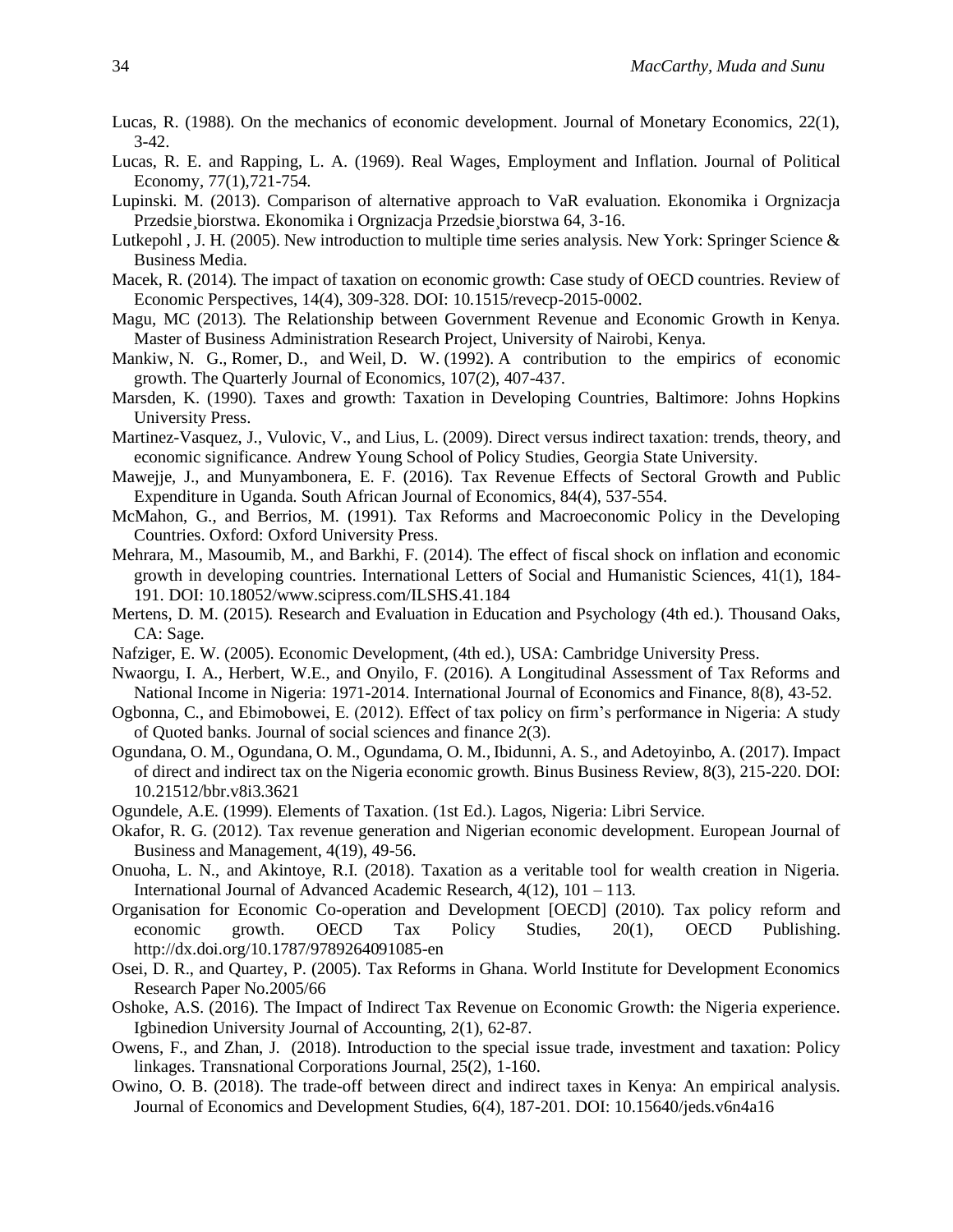Lucas, R. (1988). On the mechanics of economic development. Journal of Monetary Economics, 22(1), 3-42.

Lucas, R. E. and Rapping, L. A. (1969). Real Wages, Employment and Inflation. Journal of Political Economy, 77(1),721-754.

Lupinski. M. (2013). Comparison of alternative approach to VaR evaluation. Ekonomika i Orgnizacja Przedsie¸biorstwa. Ekonomika i Orgnizacja Przedsie¸biorstwa 64, 3-16.

Lutkepohl , J. H. (2005). New introduction to multiple time series analysis. New York: Springer Science & Business Media.

Macek, R. (2014). The impact of taxation on economic growth: Case study of OECD countries. Review of Economic Perspectives, 14(4), 309-328. DOI: 10.1515/revecp-2015-0002.

Magu, MC (2013). The Relationship between Government Revenue and Economic Growth in Kenya. Master of Business Administration Research Project, University of Nairobi, Kenya.

Mankiw, N. G., Romer, D., and Weil, D. W. (1992). A contribution to the empirics of economic growth. The Quarterly Journal of Economics, 107(2), 407-437.

Marsden, K. (1990). Taxes and growth: Taxation in Developing Countries, Baltimore: Johns Hopkins University Press.

Martinez-Vasquez, J., Vulovic, V., and Lius, L. (2009). Direct versus indirect taxation: trends, theory, and economic significance. Andrew Young School of Policy Studies, Georgia State University.

Mawejje, J., and Munyambonera, E. F. (2016). Tax Revenue Effects of Sectoral Growth and Public Expenditure in Uganda. South African Journal of Economics, 84(4), 537-554.

McMahon, G., and Berrios, M. (1991). Tax Reforms and Macroeconomic Policy in the Developing Countries. Oxford: Oxford University Press.

Mehrara, M., Masoumib, M., and Barkhi, F. (2014). The effect of fiscal shock on inflation and economic growth in developing countries. International Letters of Social and Humanistic Sciences, 41(1), 184-191. DOI: 10.18052/www.scipress.com/ILSHS.41.184

Mertens, D. M. (2015). Research and Evaluation in Education and Psychology (4th ed.). Thousand Oaks, CA: Sage.

Nafziger, E. W. (2005). Economic Development, (4th ed.), USA: Cambridge University Press.

Nwaorgu, I. A., Herbert, W.E., and Onyilo, F. (2016). A Longitudinal Assessment of Tax Reforms and National Income in Nigeria: 1971-2014. International Journal of Economics and Finance, 8(8), 43-52.

Ogbonna, C., and Ebimobowei, E. (2012). Effect of tax policy on firm's performance in Nigeria: A study of Quoted banks. Journal of social sciences and finance 2(3).

Ogundana, O. M., Ogundana, O. M., Ogundama, O. M., Ibidunni, A. S., and Adetoyinbo, A. (2017). Impact of direct and indirect tax on the Nigeria economic growth. Binus Business Review, 8(3), 215-220. DOI: 10.21512/bbr.v8i3.3621

Ogundele, A.E. (1999). Elements of Taxation. (1st Ed.). Lagos, Nigeria: Libri Service.

Okafor, R. G. (2012). Tax revenue generation and Nigerian economic development. European Journal of Business and Management, 4(19), 49-56.

Onuoha, L. N., and Akintoye, R.I. (2018). Taxation as a veritable tool for wealth creation in Nigeria. International Journal of Advanced Academic Research, 4(12), 101 – 113.

Organisation for Economic Co-operation and Development [OECD] (2010). Tax policy reform and economic growth. OECD Tax Policy Studies, 20(1), OECD Publishing. http://dx.doi.org/10.1787/9789264091085-en

Osei, D. R., and Quartey, P. (2005). Tax Reforms in Ghana. World Institute for Development Economics Research Paper No.2005/66

Oshoke, A.S. (2016). The Impact of Indirect Tax Revenue on Economic Growth: the Nigeria experience. Igbinedion University Journal of Accounting, 2(1), 62-87.

Owens, F., and Zhan, J. (2018). Introduction to the special issue trade, investment and taxation: Policy linkages. Transnational Corporations Journal, 25(2), 1-160.

Owino, O. B. (2018). The trade-off between direct and indirect taxes in Kenya: An empirical analysis. Journal of Economics and Development Studies, 6(4), 187-201. DOI: 10.15640/jeds.v6n4a16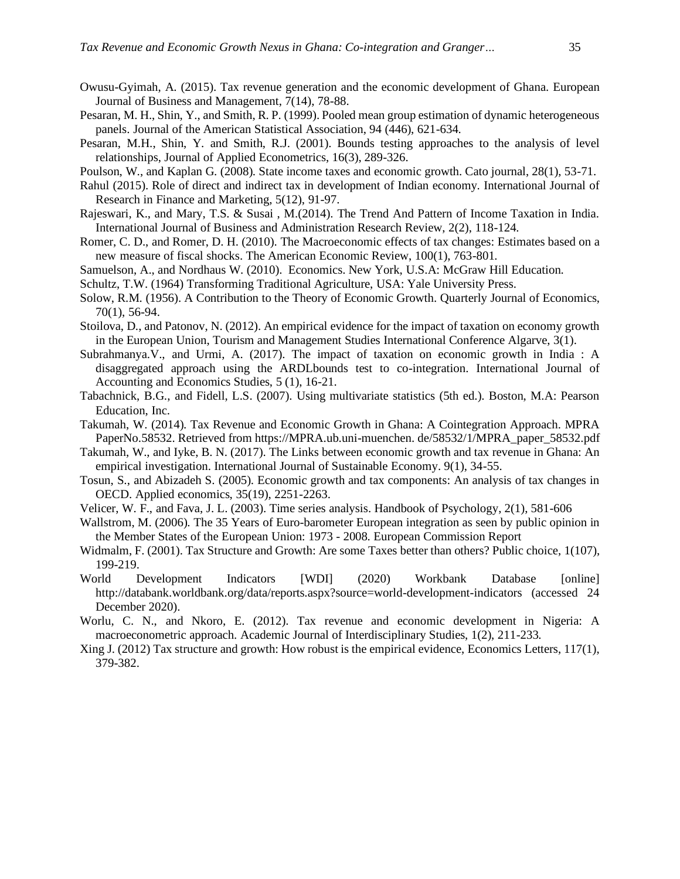Owusu-Gyimah, A. (2015). Tax revenue generation and the economic development of Ghana. European Journal of Business and Management, 7(14), 78-88.

Pesaran, M. H., Shin, Y., and Smith, R. P. (1999). Pooled mean group estimation of dynamic heterogeneous panels. Journal of the American Statistical Association, 94 (446), 621-634.

Pesaran, M.H., Shin, Y. and Smith, R.J. (2001). Bounds testing approaches to the analysis of level relationships, Journal of Applied Econometrics, 16(3), 289-326.

Poulson, W., and Kaplan G. (2008). State income taxes and economic growth. Cato journal, 28(1), 53-71.

Rahul (2015). Role of direct and indirect tax in development of Indian economy. International Journal of Research in Finance and Marketing, 5(12), 91-97.

Rajeswari, K., and Mary, T.S. & Susai , M.(2014). The Trend And Pattern of Income Taxation in India. International Journal of Business and Administration Research Review, 2(2), 118-124.

Romer, C. D., and Romer, D. H. (2010). The Macroeconomic effects of tax changes: Estimates based on a new measure of fiscal shocks. The American Economic Review, 100(1), 763-801.

Samuelson, A., and Nordhaus W. (2010). Economics. New York, U.S.A: McGraw Hill Education.

Schultz, T.W. (1964) Transforming Traditional Agriculture, USA: Yale University Press.

Solow, R.M. (1956). A Contribution to the Theory of Economic Growth. Quarterly Journal of Economics, 70(1), 56-94.

Stoilova, D., and Patonov, N. (2012). An empirical evidence for the impact of taxation on economy growth in the European Union, Tourism and Management Studies International Conference Algarve, 3(1).

Subrahmanya.V., and Urmi, A. (2017). The impact of taxation on economic growth in India : A disaggregated approach using the ARDLbounds test to co-integration. International Journal of Accounting and Economics Studies, 5 (1), 16-21.

Tabachnick, B.G., and Fidell, L.S. (2007). Using multivariate statistics (5th ed.). Boston, M.A: Pearson Education, Inc.

Takumah, W. (2014). Tax Revenue and Economic Growth in Ghana: A Cointegration Approach. MPRA PaperNo.58532. Retrieved from https://MPRA.ub.uni-muenchen. de/58532/1/MPRA_paper_58532.pdf

Takumah, W., and Iyke, B. N. (2017). The Links between economic growth and tax revenue in Ghana: An empirical investigation. International Journal of Sustainable Economy. 9(1), 34-55.

Tosun, S., and Abizadeh S. (2005). Economic growth and tax components: An analysis of tax changes in OECD. Applied economics, 35(19), 2251-2263.

Velicer, W. F., and Fava, J. L. (2003). Time series analysis. Handbook of Psychology, 2(1), 581-606

Wallstrom, M. (2006). The 35 Years of Euro-barometer European integration as seen by public opinion in the Member States of the European Union: 1973 - 2008. European Commission Report

Widmalm, F. (2001). Tax Structure and Growth: Are some Taxes better than others? Public choice, 1(107), 199-219.

World Development Indicators [WDI] (2020) Workbank Database [online] http://databank.worldbank.org/data/reports.aspx?source=world-development-indicators (accessed 24 December 2020).

Worlu, C. N., and Nkoro, E. (2012). Tax revenue and economic development in Nigeria: A macroeconometric approach. Academic Journal of Interdisciplinary Studies, 1(2), 211-233.

Xing J. (2012) Tax structure and growth: How robust is the empirical evidence, Economics Letters, 117(1), 379-382.